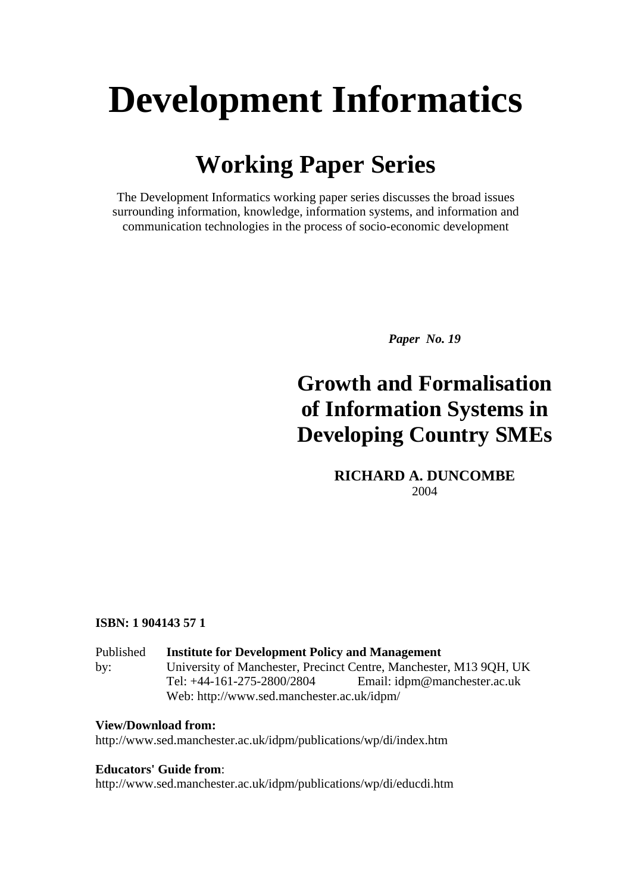# Development Informatics

## Working Paper Series

The Development Informatics working paper series discusses the broad issues surrounding information, knowledge, information systems, and information and communication technologies in the process of socio-economic development

***Paper No. 19***

## Growth and Formalisation of Information Systems in Developing Country SMEs

**RICHARD A. DUNCOMBE**
2004

**ISBN: 1 904143 57 1**

Published by: **Institute for Development Policy and Management**
University of Manchester, Precinct Centre, Manchester, M13 9QH, UK
Tel: +44-161-275-2800/2804 Email: idpm@manchester.ac.uk
Web: http://www.sed.manchester.ac.uk/idpm/

**View/Download from:**
http://www.sed.manchester.ac.uk/idpm/publications/wp/di/index.htm

**Educators' Guide from**:
http://www.sed.manchester.ac.uk/idpm/publications/wp/di/educdi.htm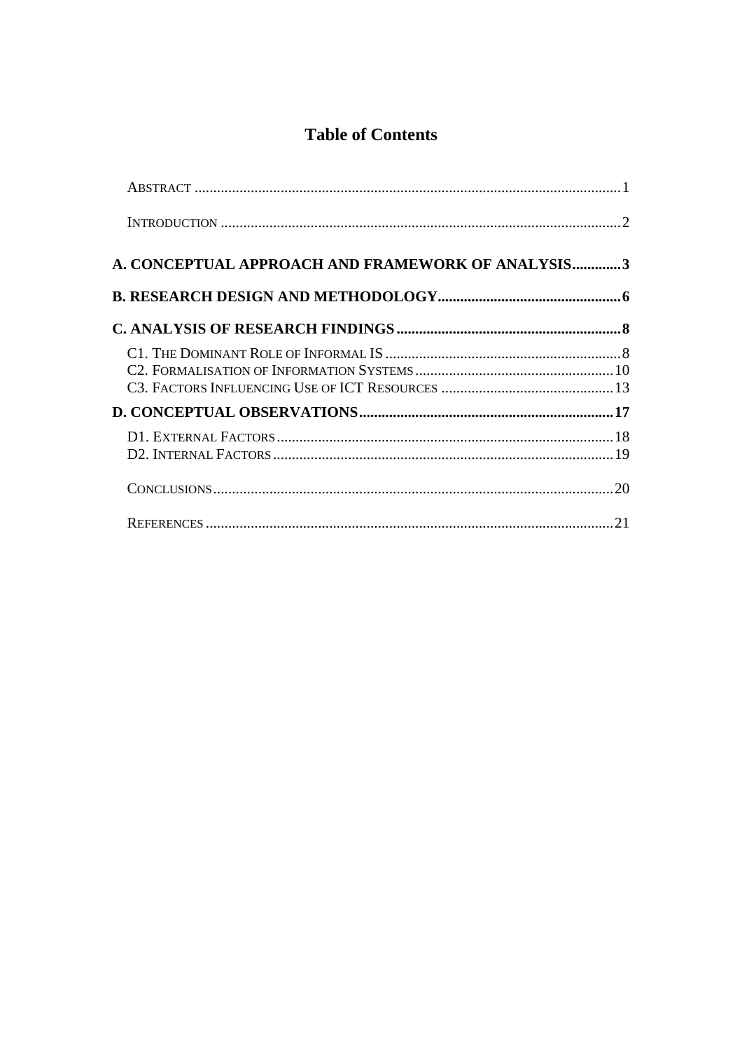# Table of Contents

Abstract ..... 1

Introduction ..... 2

**A. CONCEPTUAL APPROACH AND FRAMEWORK OF ANALYSIS ..... 3**

**B. RESEARCH DESIGN AND METHODOLOGY ..... 6**

**C. ANALYSIS OF RESEARCH FINDINGS ..... 8**

C1. The Dominant Role of Informal IS ..... 8
C2. Formalisation of Information Systems ..... 10
C3. Factors Influencing Use of ICT Resources ..... 13

**D. CONCEPTUAL OBSERVATIONS ..... 17**

D1. External Factors ..... 18
D2. Internal Factors ..... 19

Conclusions ..... 20

References ..... 21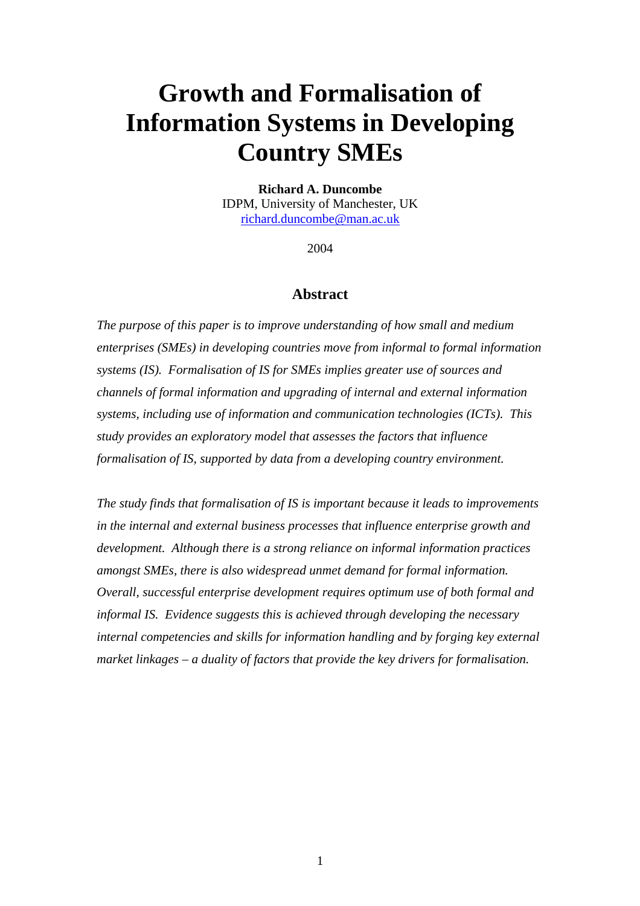# Growth and Formalisation of Information Systems in Developing Country SMEs

**Richard A. Duncombe**
IDPM, University of Manchester, UK
richard.duncombe@man.ac.uk

2004

## Abstract

*The purpose of this paper is to improve understanding of how small and medium enterprises (SMEs) in developing countries move from informal to formal information systems (IS). Formalisation of IS for SMEs implies greater use of sources and channels of formal information and upgrading of internal and external information systems, including use of information and communication technologies (ICTs). This study provides an exploratory model that assesses the factors that influence formalisation of IS, supported by data from a developing country environment.*

*The study finds that formalisation of IS is important because it leads to improvements in the internal and external business processes that influence enterprise growth and development. Although there is a strong reliance on informal information practices amongst SMEs, there is also widespread unmet demand for formal information. Overall, successful enterprise development requires optimum use of both formal and informal IS. Evidence suggests this is achieved through developing the necessary internal competencies and skills for information handling and by forging key external market linkages – a duality of factors that provide the key drivers for formalisation.*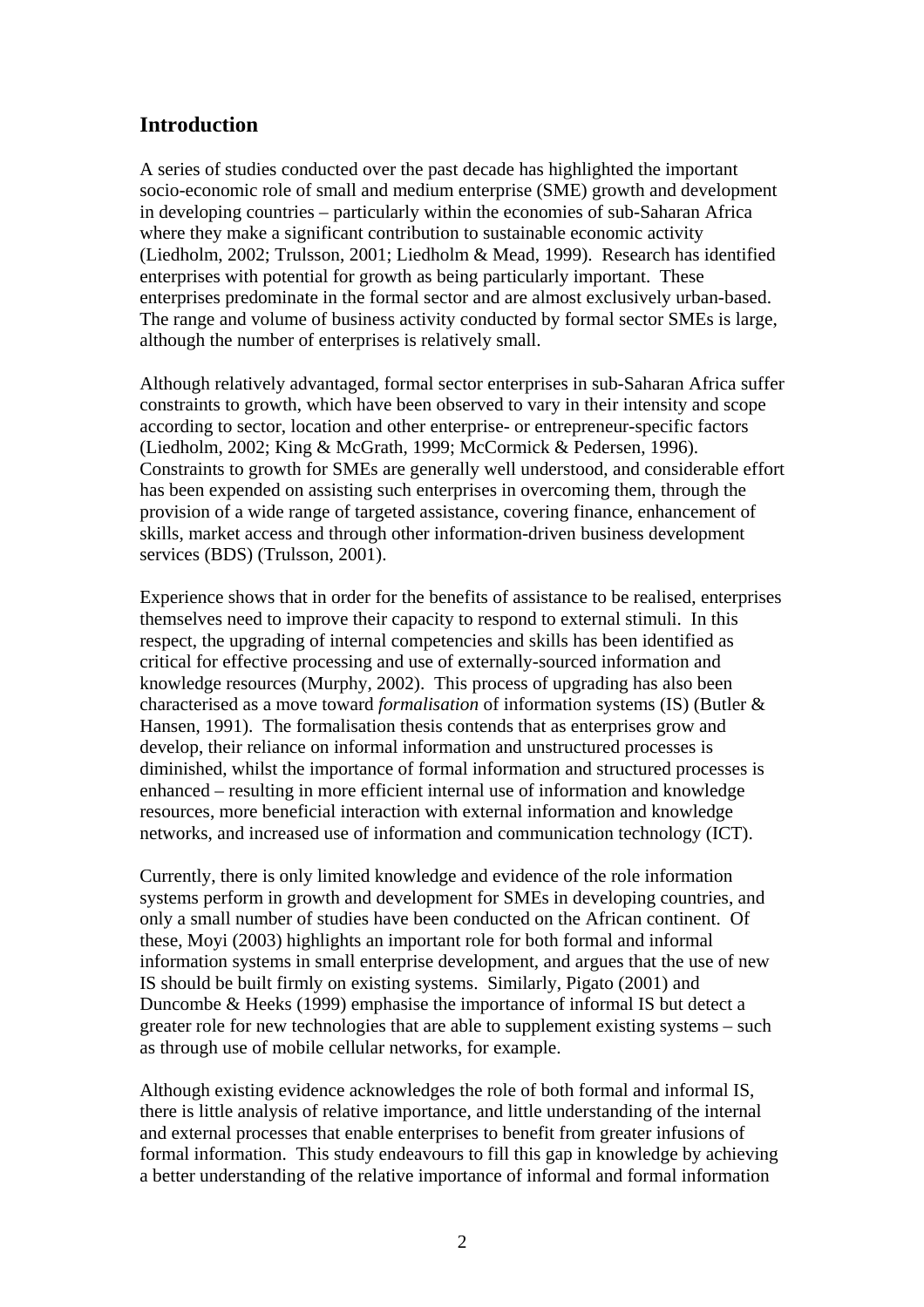## Introduction

A series of studies conducted over the past decade has highlighted the important socio-economic role of small and medium enterprise (SME) growth and development in developing countries – particularly within the economies of sub-Saharan Africa where they make a significant contribution to sustainable economic activity (Liedholm, 2002; Trulsson, 2001; Liedholm & Mead, 1999). Research has identified enterprises with potential for growth as being particularly important. These enterprises predominate in the formal sector and are almost exclusively urban-based. The range and volume of business activity conducted by formal sector SMEs is large, although the number of enterprises is relatively small.

Although relatively advantaged, formal sector enterprises in sub-Saharan Africa suffer constraints to growth, which have been observed to vary in their intensity and scope according to sector, location and other enterprise- or entrepreneur-specific factors (Liedholm, 2002; King & McGrath, 1999; McCormick & Pedersen, 1996). Constraints to growth for SMEs are generally well understood, and considerable effort has been expended on assisting such enterprises in overcoming them, through the provision of a wide range of targeted assistance, covering finance, enhancement of skills, market access and through other information-driven business development services (BDS) (Trulsson, 2001).

Experience shows that in order for the benefits of assistance to be realised, enterprises themselves need to improve their capacity to respond to external stimuli. In this respect, the upgrading of internal competencies and skills has been identified as critical for effective processing and use of externally-sourced information and knowledge resources (Murphy, 2002). This process of upgrading has also been characterised as a move toward *formalisation* of information systems (IS) (Butler & Hansen, 1991). The formalisation thesis contends that as enterprises grow and develop, their reliance on informal information and unstructured processes is diminished, whilst the importance of formal information and structured processes is enhanced – resulting in more efficient internal use of information and knowledge resources, more beneficial interaction with external information and knowledge networks, and increased use of information and communication technology (ICT).

Currently, there is only limited knowledge and evidence of the role information systems perform in growth and development for SMEs in developing countries, and only a small number of studies have been conducted on the African continent. Of these, Moyi (2003) highlights an important role for both formal and informal information systems in small enterprise development, and argues that the use of new IS should be built firmly on existing systems. Similarly, Pigato (2001) and Duncombe & Heeks (1999) emphasise the importance of informal IS but detect a greater role for new technologies that are able to supplement existing systems – such as through use of mobile cellular networks, for example.

Although existing evidence acknowledges the role of both formal and informal IS, there is little analysis of relative importance, and little understanding of the internal and external processes that enable enterprises to benefit from greater infusions of formal information. This study endeavours to fill this gap in knowledge by achieving a better understanding of the relative importance of informal and formal information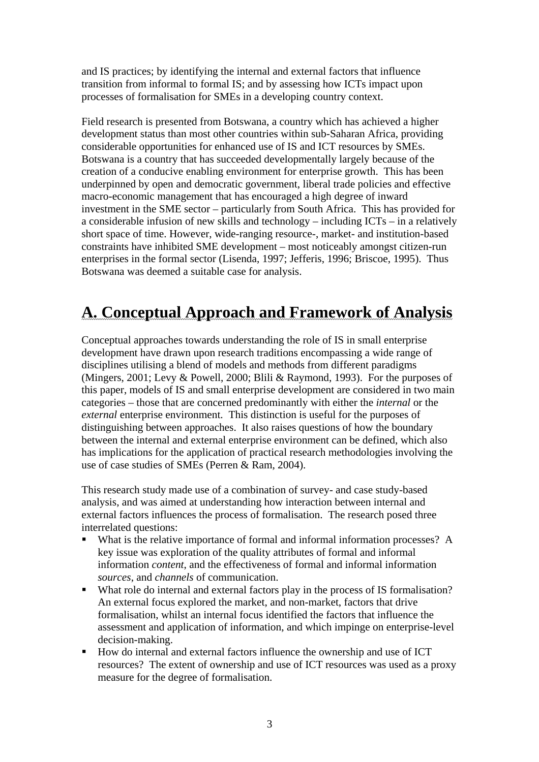and IS practices; by identifying the internal and external factors that influence transition from informal to formal IS; and by assessing how ICTs impact upon processes of formalisation for SMEs in a developing country context.

Field research is presented from Botswana, a country which has achieved a higher development status than most other countries within sub-Saharan Africa, providing considerable opportunities for enhanced use of IS and ICT resources by SMEs. Botswana is a country that has succeeded developmentally largely because of the creation of a conducive enabling environment for enterprise growth. This has been underpinned by open and democratic government, liberal trade policies and effective macro-economic management that has encouraged a high degree of inward investment in the SME sector – particularly from South Africa. This has provided for a considerable infusion of new skills and technology – including ICTs – in a relatively short space of time. However, wide-ranging resource-, market- and institution-based constraints have inhibited SME development – most noticeably amongst citizen-run enterprises in the formal sector (Lisenda, 1997; Jefferis, 1996; Briscoe, 1995). Thus Botswana was deemed a suitable case for analysis.

# A. Conceptual Approach and Framework of Analysis

Conceptual approaches towards understanding the role of IS in small enterprise development have drawn upon research traditions encompassing a wide range of disciplines utilising a blend of models and methods from different paradigms (Mingers, 2001; Levy & Powell, 2000; Blili & Raymond, 1993). For the purposes of this paper, models of IS and small enterprise development are considered in two main categories – those that are concerned predominantly with either the *internal* or the *external* enterprise environment. This distinction is useful for the purposes of distinguishing between approaches. It also raises questions of how the boundary between the internal and external enterprise environment can be defined, which also has implications for the application of practical research methodologies involving the use of case studies of SMEs (Perren & Ram, 2004).

This research study made use of a combination of survey- and case study-based analysis, and was aimed at understanding how interaction between internal and external factors influences the process of formalisation. The research posed three interrelated questions:

- What is the relative importance of formal and informal information processes? A key issue was exploration of the quality attributes of formal and informal information *content*, and the effectiveness of formal and informal information *sources*, and *channels* of communication.
- What role do internal and external factors play in the process of IS formalisation? An external focus explored the market, and non-market, factors that drive formalisation, whilst an internal focus identified the factors that influence the assessment and application of information, and which impinge on enterprise-level decision-making.
- How do internal and external factors influence the ownership and use of ICT resources? The extent of ownership and use of ICT resources was used as a proxy measure for the degree of formalisation.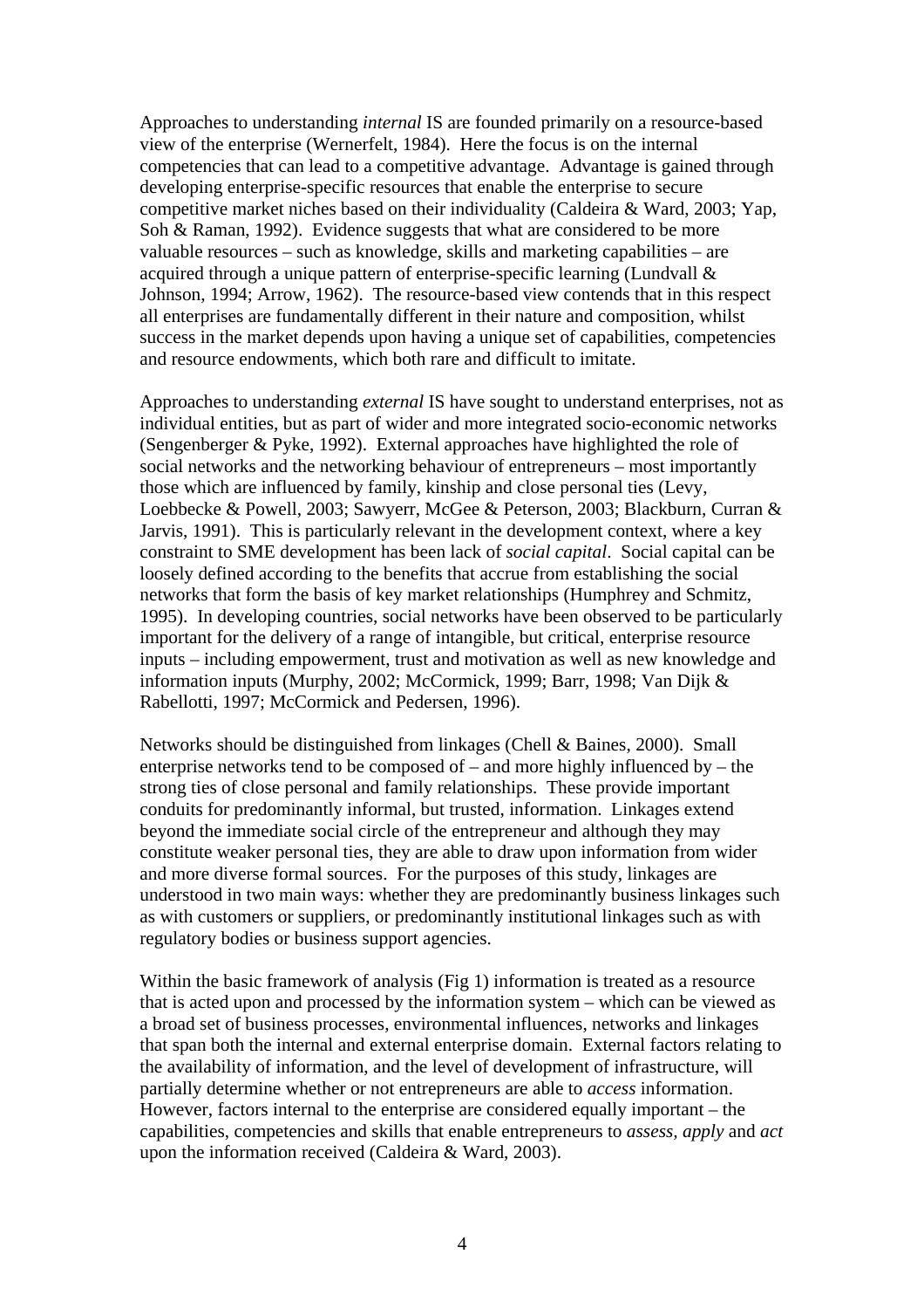Approaches to understanding *internal* IS are founded primarily on a resource-based view of the enterprise (Wernerfelt, 1984). Here the focus is on the internal competencies that can lead to a competitive advantage. Advantage is gained through developing enterprise-specific resources that enable the enterprise to secure competitive market niches based on their individuality (Caldeira & Ward, 2003; Yap, Soh & Raman, 1992). Evidence suggests that what are considered to be more valuable resources – such as knowledge, skills and marketing capabilities – are acquired through a unique pattern of enterprise-specific learning (Lundvall & Johnson, 1994; Arrow, 1962). The resource-based view contends that in this respect all enterprises are fundamentally different in their nature and composition, whilst success in the market depends upon having a unique set of capabilities, competencies and resource endowments, which both rare and difficult to imitate.

Approaches to understanding *external* IS have sought to understand enterprises, not as individual entities, but as part of wider and more integrated socio-economic networks (Sengenberger & Pyke, 1992). External approaches have highlighted the role of social networks and the networking behaviour of entrepreneurs – most importantly those which are influenced by family, kinship and close personal ties (Levy, Loebbecke & Powell, 2003; Sawyerr, McGee & Peterson, 2003; Blackburn, Curran & Jarvis, 1991). This is particularly relevant in the development context, where a key constraint to SME development has been lack of *social capital*. Social capital can be loosely defined according to the benefits that accrue from establishing the social networks that form the basis of key market relationships (Humphrey and Schmitz, 1995). In developing countries, social networks have been observed to be particularly important for the delivery of a range of intangible, but critical, enterprise resource inputs – including empowerment, trust and motivation as well as new knowledge and information inputs (Murphy, 2002; McCormick, 1999; Barr, 1998; Van Dijk & Rabellotti, 1997; McCormick and Pedersen, 1996).

Networks should be distinguished from linkages (Chell & Baines, 2000). Small enterprise networks tend to be composed of – and more highly influenced by – the strong ties of close personal and family relationships. These provide important conduits for predominantly informal, but trusted, information. Linkages extend beyond the immediate social circle of the entrepreneur and although they may constitute weaker personal ties, they are able to draw upon information from wider and more diverse formal sources. For the purposes of this study, linkages are understood in two main ways: whether they are predominantly business linkages such as with customers or suppliers, or predominantly institutional linkages such as with regulatory bodies or business support agencies.

Within the basic framework of analysis (Fig 1) information is treated as a resource that is acted upon and processed by the information system – which can be viewed as a broad set of business processes, environmental influences, networks and linkages that span both the internal and external enterprise domain. External factors relating to the availability of information, and the level of development of infrastructure, will partially determine whether or not entrepreneurs are able to *access* information. However, factors internal to the enterprise are considered equally important – the capabilities, competencies and skills that enable entrepreneurs to *assess, apply* and *act* upon the information received (Caldeira & Ward, 2003).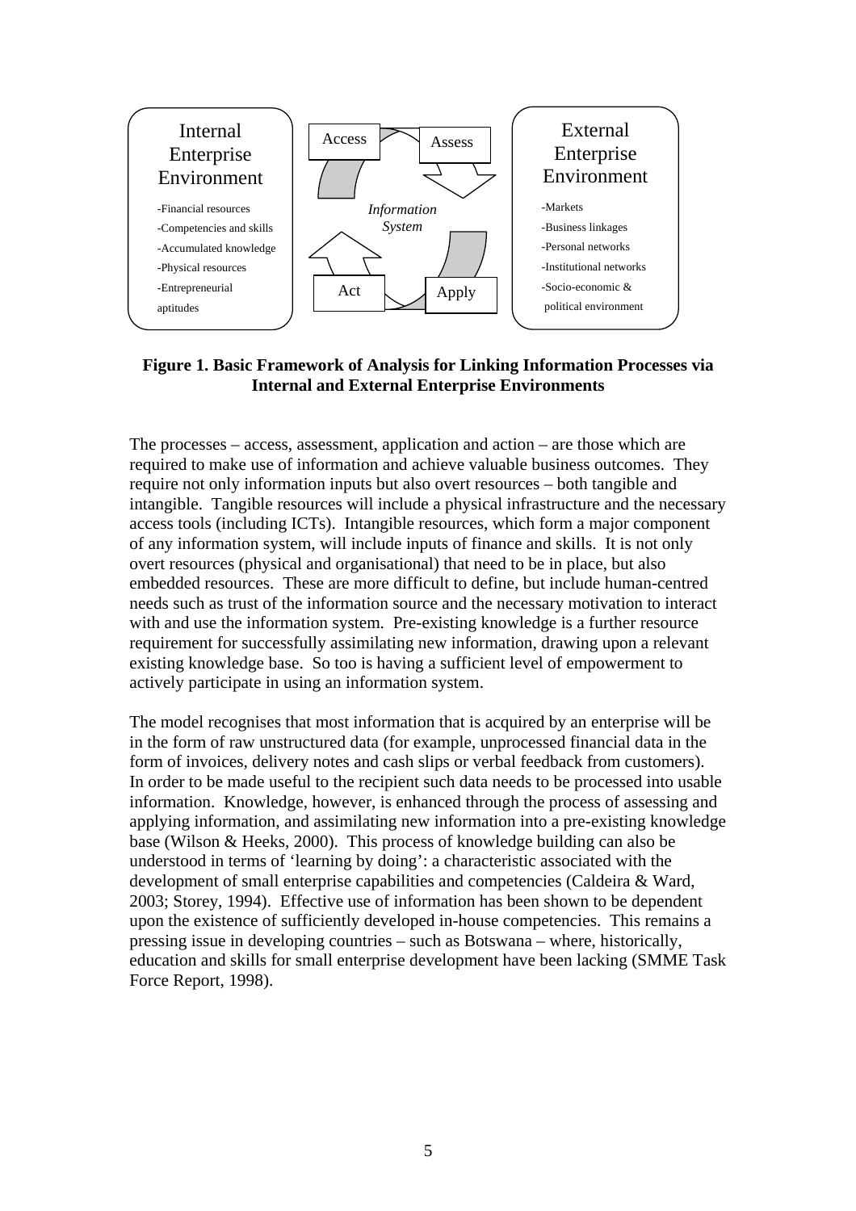Internal Enterprise Environment

- -Financial resources
- -Competencies and skills
- -Accumulated knowledge
- -Physical resources
- -Entrepreneurial aptitudes

Access | Assess | *Information System* | Act | Apply

External Enterprise Environment

- -Markets
- -Business linkages
- -Personal networks
- -Institutional networks
- -Socio-economic & political environment

**Figure 1. Basic Framework of Analysis for Linking Information Processes via Internal and External Enterprise Environments**

The processes – access, assessment, application and action – are those which are required to make use of information and achieve valuable business outcomes. They require not only information inputs but also overt resources – both tangible and intangible. Tangible resources will include a physical infrastructure and the necessary access tools (including ICTs). Intangible resources, which form a major component of any information system, will include inputs of finance and skills. It is not only overt resources (physical and organisational) that need to be in place, but also embedded resources. These are more difficult to define, but include human-centred needs such as trust of the information source and the necessary motivation to interact with and use the information system. Pre-existing knowledge is a further resource requirement for successfully assimilating new information, drawing upon a relevant existing knowledge base. So too is having a sufficient level of empowerment to actively participate in using an information system.

The model recognises that most information that is acquired by an enterprise will be in the form of raw unstructured data (for example, unprocessed financial data in the form of invoices, delivery notes and cash slips or verbal feedback from customers). In order to be made useful to the recipient such data needs to be processed into usable information. Knowledge, however, is enhanced through the process of assessing and applying information, and assimilating new information into a pre-existing knowledge base (Wilson & Heeks, 2000). This process of knowledge building can also be understood in terms of 'learning by doing': a characteristic associated with the development of small enterprise capabilities and competencies (Caldeira & Ward, 2003; Storey, 1994). Effective use of information has been shown to be dependent upon the existence of sufficiently developed in-house competencies. This remains a pressing issue in developing countries – such as Botswana – where, historically, education and skills for small enterprise development have been lacking (SMME Task Force Report, 1998).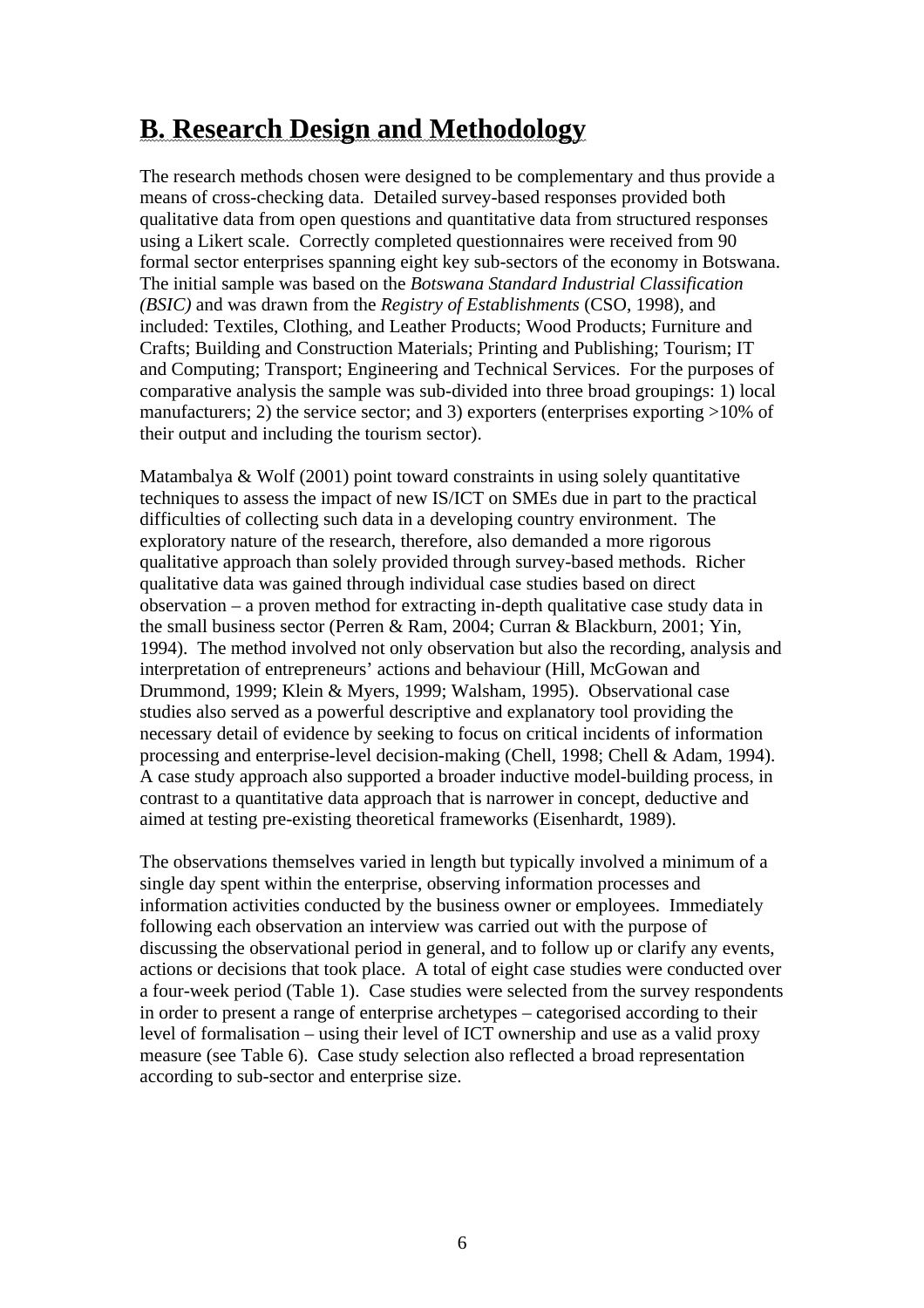## B. Research Design and Methodology

The research methods chosen were designed to be complementary and thus provide a means of cross-checking data. Detailed survey-based responses provided both qualitative data from open questions and quantitative data from structured responses using a Likert scale. Correctly completed questionnaires were received from 90 formal sector enterprises spanning eight key sub-sectors of the economy in Botswana. The initial sample was based on the *Botswana Standard Industrial Classification (BSIC)* and was drawn from the *Registry of Establishments* (CSO, 1998), and included: Textiles, Clothing, and Leather Products; Wood Products; Furniture and Crafts; Building and Construction Materials; Printing and Publishing; Tourism; IT and Computing; Transport; Engineering and Technical Services. For the purposes of comparative analysis the sample was sub-divided into three broad groupings: 1) local manufacturers; 2) the service sector; and 3) exporters (enterprises exporting >10% of their output and including the tourism sector).

Matambalya & Wolf (2001) point toward constraints in using solely quantitative techniques to assess the impact of new IS/ICT on SMEs due in part to the practical difficulties of collecting such data in a developing country environment. The exploratory nature of the research, therefore, also demanded a more rigorous qualitative approach than solely provided through survey-based methods. Richer qualitative data was gained through individual case studies based on direct observation – a proven method for extracting in-depth qualitative case study data in the small business sector (Perren & Ram, 2004; Curran & Blackburn, 2001; Yin, 1994). The method involved not only observation but also the recording, analysis and interpretation of entrepreneurs' actions and behaviour (Hill, McGowan and Drummond, 1999; Klein & Myers, 1999; Walsham, 1995). Observational case studies also served as a powerful descriptive and explanatory tool providing the necessary detail of evidence by seeking to focus on critical incidents of information processing and enterprise-level decision-making (Chell, 1998; Chell & Adam, 1994). A case study approach also supported a broader inductive model-building process, in contrast to a quantitative data approach that is narrower in concept, deductive and aimed at testing pre-existing theoretical frameworks (Eisenhardt, 1989).

The observations themselves varied in length but typically involved a minimum of a single day spent within the enterprise, observing information processes and information activities conducted by the business owner or employees. Immediately following each observation an interview was carried out with the purpose of discussing the observational period in general, and to follow up or clarify any events, actions or decisions that took place. A total of eight case studies were conducted over a four-week period (Table 1). Case studies were selected from the survey respondents in order to present a range of enterprise archetypes – categorised according to their level of formalisation – using their level of ICT ownership and use as a valid proxy measure (see Table 6). Case study selection also reflected a broad representation according to sub-sector and enterprise size.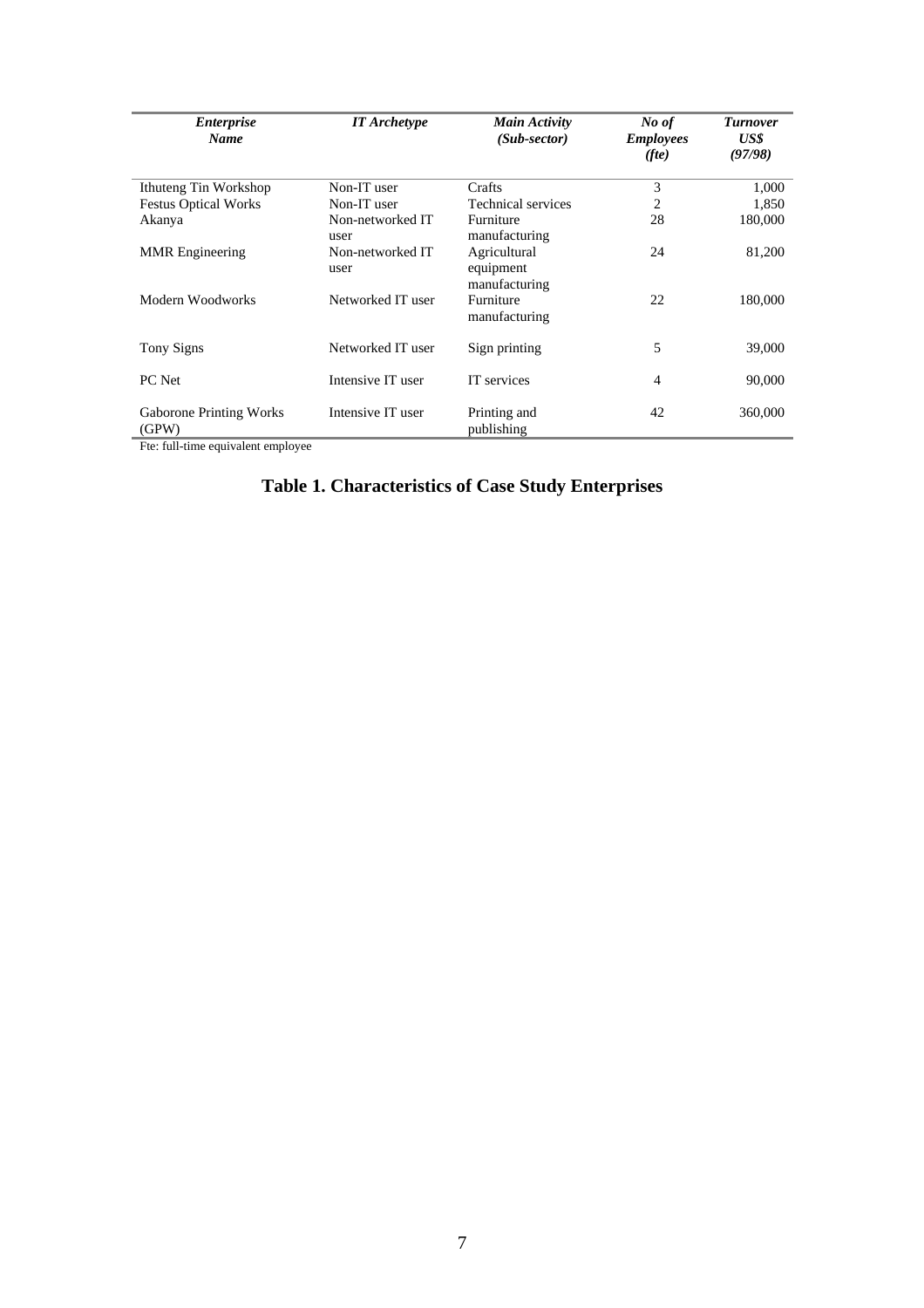| *Enterprise Name* | *IT Archetype* | *Main Activity (Sub-sector)* | *No of Employees (fte)* | *Turnover US$ (97/98)* |
|---|---|---|---|---|
| Ithuteng Tin Workshop | Non-IT user | Crafts | 3 | 1,000 |
| Festus Optical Works | Non-IT user | Technical services | 2 | 1,850 |
| Akanya | Non-networked IT user | Furniture manufacturing | 28 | 180,000 |
| MMR Engineering | Non-networked IT user | Agricultural equipment manufacturing | 24 | 81,200 |
| Modern Woodworks | Networked IT user | Furniture manufacturing | 22 | 180,000 |
| Tony Signs | Networked IT user | Sign printing | 5 | 39,000 |
| PC Net | Intensive IT user | IT services | 4 | 90,000 |
| Gaborone Printing Works (GPW) | Intensive IT user | Printing and publishing | 42 | 360,000 |

Fte: full-time equivalent employee

**Table 1. Characteristics of Case Study Enterprises**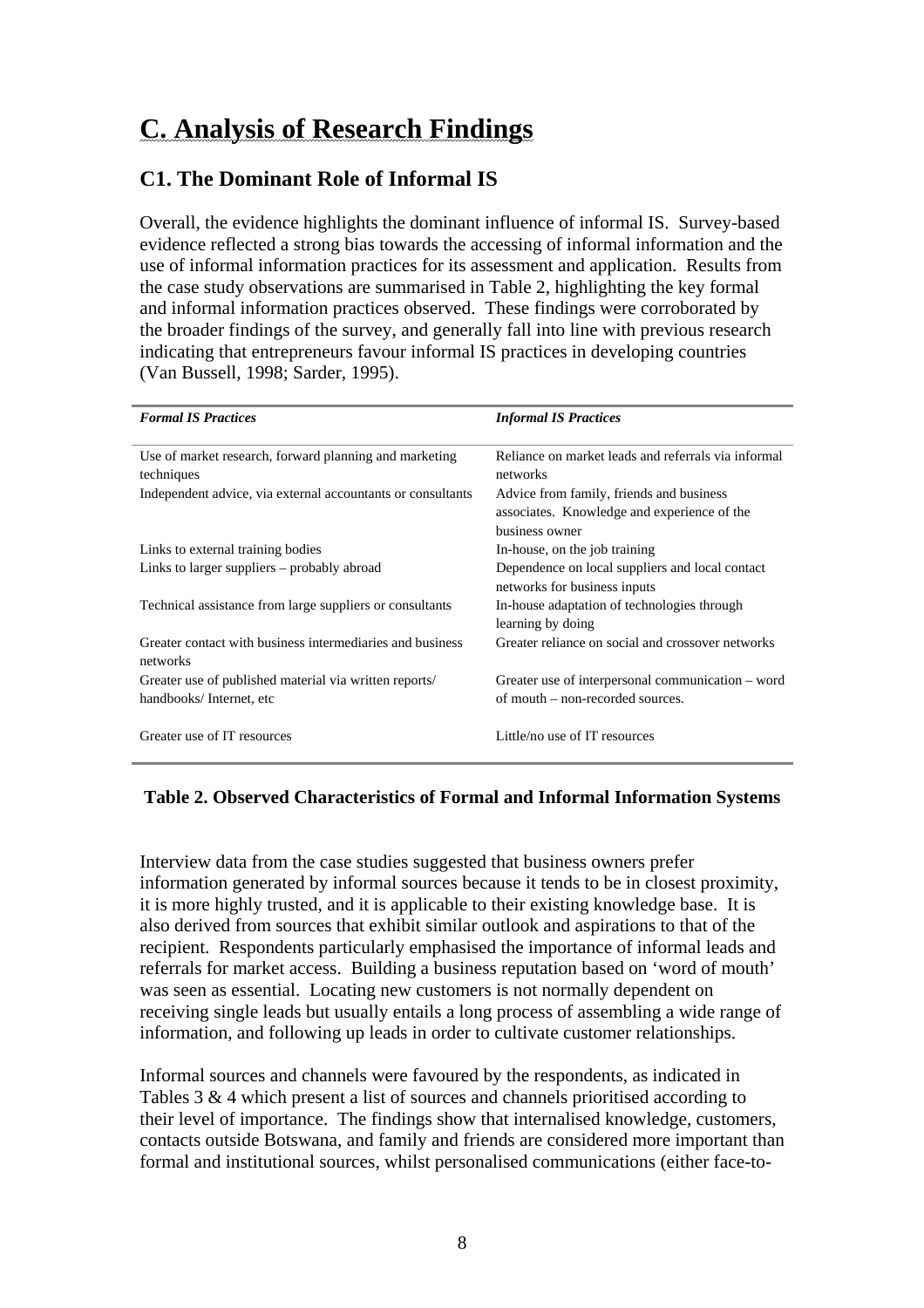# C. Analysis of Research Findings

## C1. The Dominant Role of Informal IS

Overall, the evidence highlights the dominant influence of informal IS. Survey-based evidence reflected a strong bias towards the accessing of informal information and the use of informal information practices for its assessment and application. Results from the case study observations are summarised in Table 2, highlighting the key formal and informal information practices observed. These findings were corroborated by the broader findings of the survey, and generally fall into line with previous research indicating that entrepreneurs favour informal IS practices in developing countries (Van Bussell, 1998; Sarder, 1995).

| *Formal IS Practices* | *Informal IS Practices* |
|---|---|
| Use of market research, forward planning and marketing techniques | Reliance on market leads and referrals via informal networks |
| Independent advice, via external accountants or consultants | Advice from family, friends and business associates. Knowledge and experience of the business owner |
| Links to external training bodies | In-house, on the job training |
| Links to larger suppliers – probably abroad | Dependence on local suppliers and local contact networks for business inputs |
| Technical assistance from large suppliers or consultants | In-house adaptation of technologies through learning by doing |
| Greater contact with business intermediaries and business networks | Greater reliance on social and crossover networks |
| Greater use of published material via written reports/ handbooks/ Internet, etc | Greater use of interpersonal communication – word of mouth – non-recorded sources. |
| Greater use of IT resources | Little/no use of IT resources |

**Table 2. Observed Characteristics of Formal and Informal Information Systems**

Interview data from the case studies suggested that business owners prefer information generated by informal sources because it tends to be in closest proximity, it is more highly trusted, and it is applicable to their existing knowledge base. It is also derived from sources that exhibit similar outlook and aspirations to that of the recipient. Respondents particularly emphasised the importance of informal leads and referrals for market access. Building a business reputation based on 'word of mouth' was seen as essential. Locating new customers is not normally dependent on receiving single leads but usually entails a long process of assembling a wide range of information, and following up leads in order to cultivate customer relationships.

Informal sources and channels were favoured by the respondents, as indicated in Tables 3 & 4 which present a list of sources and channels prioritised according to their level of importance. The findings show that internalised knowledge, customers, contacts outside Botswana, and family and friends are considered more important than formal and institutional sources, whilst personalised communications (either face-to-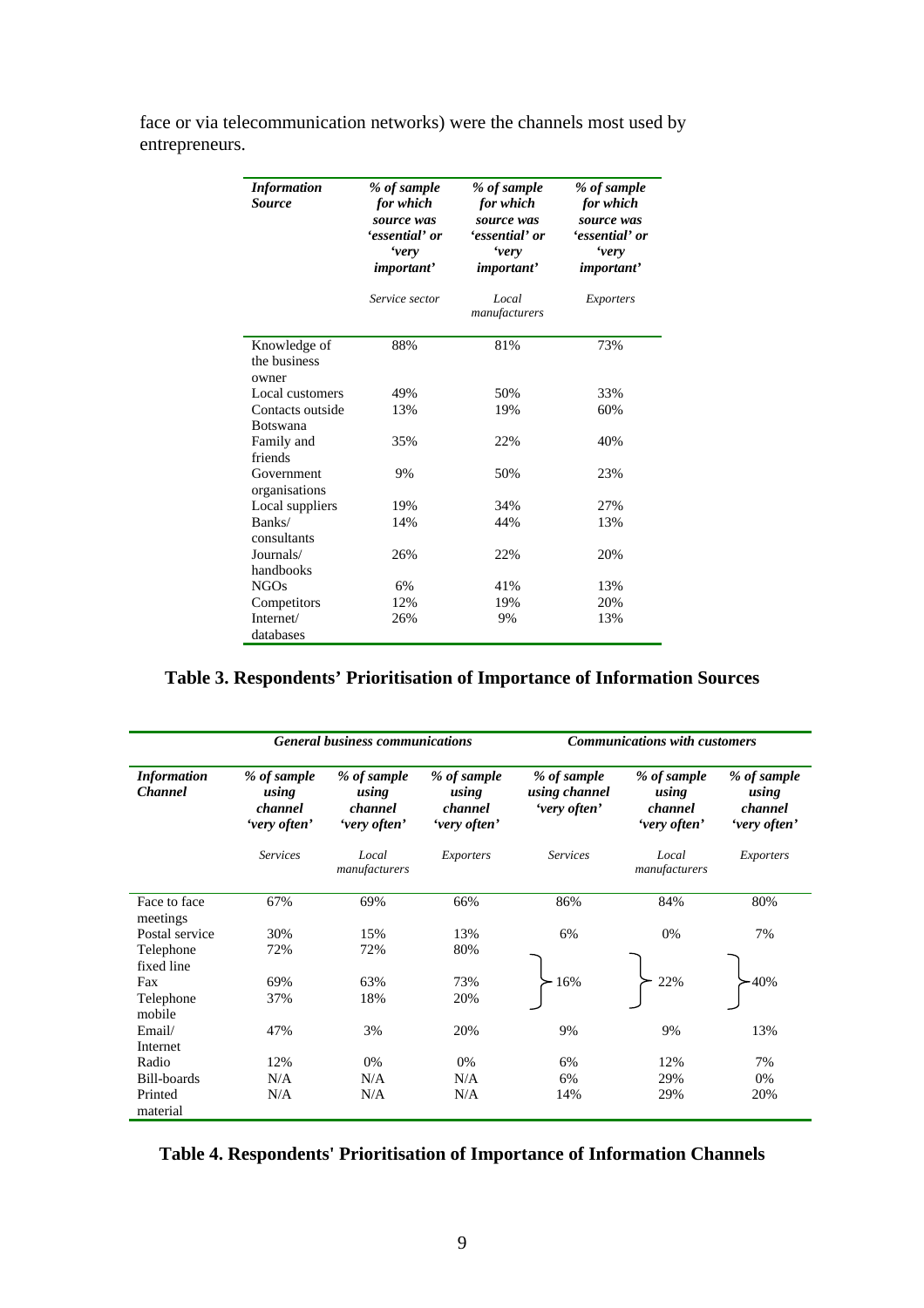face or via telecommunication networks) were the channels most used by entrepreneurs.

| *Information Source* | *% of sample for which source was 'essential' or 'very important'* Service sector | *% of sample for which source was 'essential' or 'very important'* Local manufacturers | *% of sample for which source was 'essential' or 'very important'* Exporters |
|---|---|---|---|
| Knowledge of the business owner | 88% | 81% | 73% |
| Local customers | 49% | 50% | 33% |
| Contacts outside Botswana | 13% | 19% | 60% |
| Family and friends | 35% | 22% | 40% |
| Government organisations | 9% | 50% | 23% |
| Local suppliers | 19% | 34% | 27% |
| Banks/ consultants | 14% | 44% | 13% |
| Journals/ handbooks | 26% | 22% | 20% |
| NGOs | 6% | 41% | 13% |
| Competitors | 12% | 19% | 20% |
| Internet/ databases | 26% | 9% | 13% |

**Table 3. Respondents' Prioritisation of Importance of Information Sources**

| | *General business communications* | | | *Communications with customers* | | |
|---|---|---|---|---|---|---|
| *Information Channel* | *% of sample using channel 'very often'* Services | *% of sample using channel 'very often'* Local manufacturers | *% of sample using channel 'very often'* Exporters | *% of sample using channel 'very often'* Services | *% of sample using channel 'very often'* Local manufacturers | *% of sample using channel 'very often'* Exporters |
| Face to face meetings | 67% | 69% | 66% | 86% | 84% | 80% |
| Postal service | 30% | 15% | 13% | 6% | 0% | 7% |
| Telephone fixed line | 72% | 72% | 80% | 16% (Telephone fixed line, Fax, Telephone mobile combined) | 22% (Telephone fixed line, Fax, Telephone mobile combined) | 40% (Telephone fixed line, Fax, Telephone mobile combined) |
| Fax | 69% | 63% | 73% | | | |
| Telephone mobile | 37% | 18% | 20% | | | |
| Email/ Internet | 47% | 3% | 20% | 9% | 9% | 13% |
| Radio | 12% | 0% | 0% | 6% | 12% | 7% |
| Bill-boards | N/A | N/A | N/A | 6% | 29% | 0% |
| Printed material | N/A | N/A | N/A | 14% | 29% | 20% |

**Table 4. Respondents' Prioritisation of Importance of Information Channels**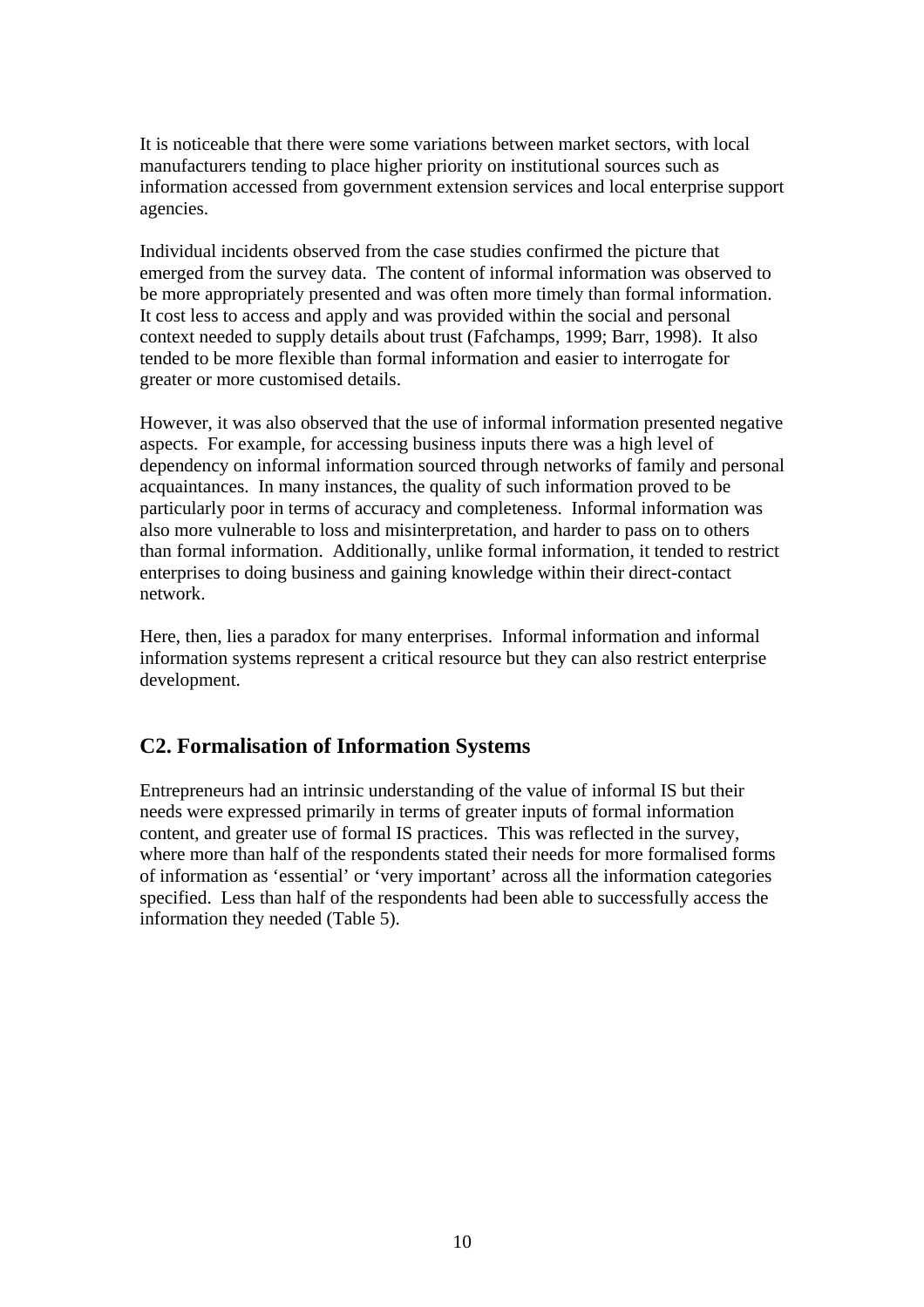It is noticeable that there were some variations between market sectors, with local manufacturers tending to place higher priority on institutional sources such as information accessed from government extension services and local enterprise support agencies.

Individual incidents observed from the case studies confirmed the picture that emerged from the survey data. The content of informal information was observed to be more appropriately presented and was often more timely than formal information. It cost less to access and apply and was provided within the social and personal context needed to supply details about trust (Fafchamps, 1999; Barr, 1998). It also tended to be more flexible than formal information and easier to interrogate for greater or more customised details.

However, it was also observed that the use of informal information presented negative aspects. For example, for accessing business inputs there was a high level of dependency on informal information sourced through networks of family and personal acquaintances. In many instances, the quality of such information proved to be particularly poor in terms of accuracy and completeness. Informal information was also more vulnerable to loss and misinterpretation, and harder to pass on to others than formal information. Additionally, unlike formal information, it tended to restrict enterprises to doing business and gaining knowledge within their direct-contact network.

Here, then, lies a paradox for many enterprises. Informal information and informal information systems represent a critical resource but they can also restrict enterprise development.

## C2. Formalisation of Information Systems

Entrepreneurs had an intrinsic understanding of the value of informal IS but their needs were expressed primarily in terms of greater inputs of formal information content, and greater use of formal IS practices. This was reflected in the survey, where more than half of the respondents stated their needs for more formalised forms of information as 'essential' or 'very important' across all the information categories specified. Less than half of the respondents had been able to successfully access the information they needed (Table 5).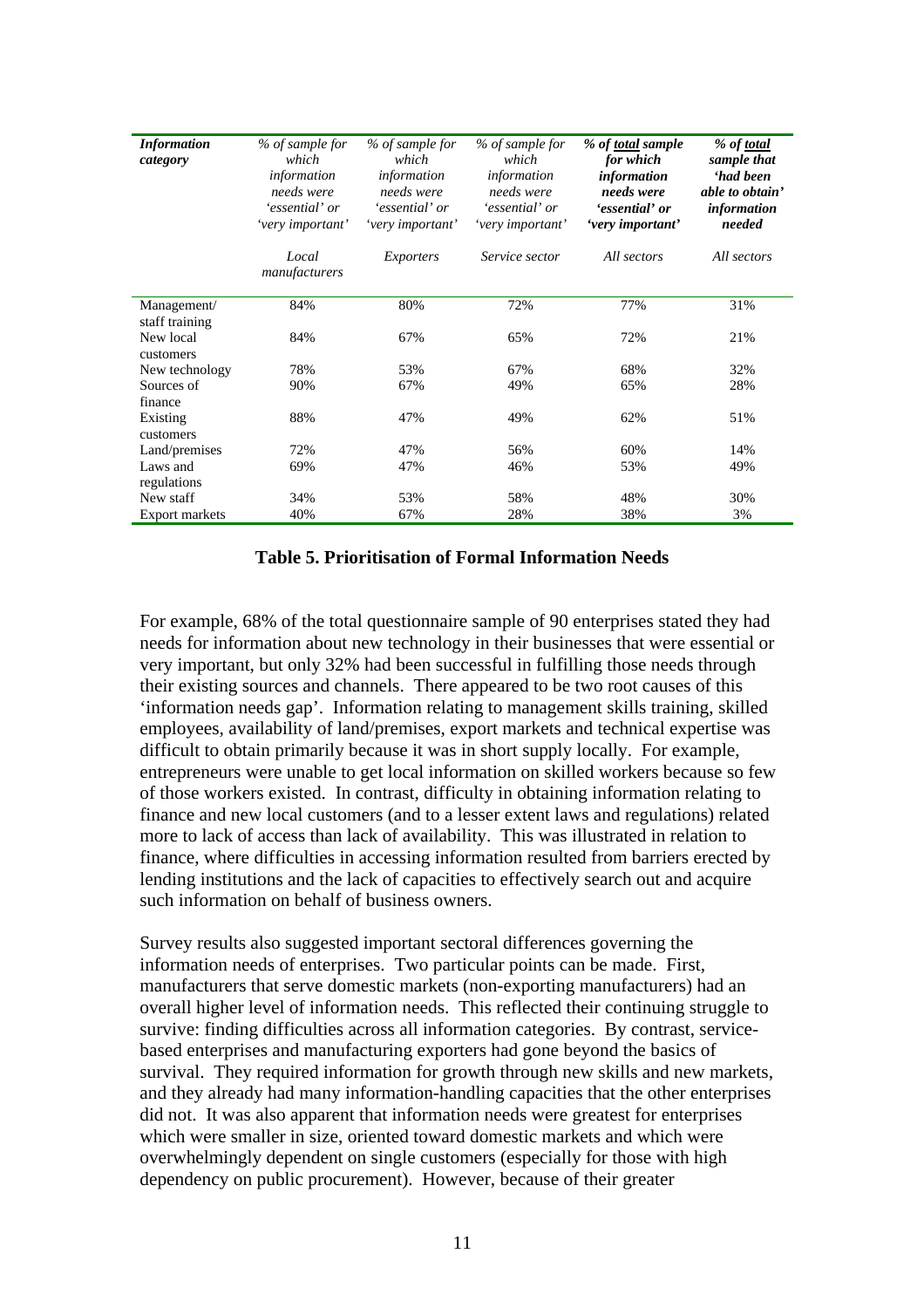| *Information category* | *% of sample for which information needs were 'essential' or 'very important'* | *% of sample for which information needs were 'essential' or 'very important'* | *% of sample for which information needs were 'essential' or 'very important'* | ***% of total sample for which information needs were 'essential' or 'very important'*** | ***% of total sample that 'had been able to obtain' information needed*** |
|---|---|---|---|---|---|
| | *Local manufacturers* | *Exporters* | *Service sector* | *All sectors* | *All sectors* |
| Management/ staff training | 84% | 80% | 72% | 77% | 31% |
| New local customers | 84% | 67% | 65% | 72% | 21% |
| New technology | 78% | 53% | 67% | 68% | 32% |
| Sources of finance | 90% | 67% | 49% | 65% | 28% |
| Existing customers | 88% | 47% | 49% | 62% | 51% |
| Land/premises | 72% | 47% | 56% | 60% | 14% |
| Laws and regulations | 69% | 47% | 46% | 53% | 49% |
| New staff | 34% | 53% | 58% | 48% | 30% |
| Export markets | 40% | 67% | 28% | 38% | 3% |

**Table 5. Prioritisation of Formal Information Needs**

For example, 68% of the total questionnaire sample of 90 enterprises stated they had needs for information about new technology in their businesses that were essential or very important, but only 32% had been successful in fulfilling those needs through their existing sources and channels. There appeared to be two root causes of this 'information needs gap'. Information relating to management skills training, skilled employees, availability of land/premises, export markets and technical expertise was difficult to obtain primarily because it was in short supply locally. For example, entrepreneurs were unable to get local information on skilled workers because so few of those workers existed. In contrast, difficulty in obtaining information relating to finance and new local customers (and to a lesser extent laws and regulations) related more to lack of access than lack of availability. This was illustrated in relation to finance, where difficulties in accessing information resulted from barriers erected by lending institutions and the lack of capacities to effectively search out and acquire such information on behalf of business owners.

Survey results also suggested important sectoral differences governing the information needs of enterprises. Two particular points can be made. First, manufacturers that serve domestic markets (non-exporting manufacturers) had an overall higher level of information needs. This reflected their continuing struggle to survive: finding difficulties across all information categories. By contrast, service-based enterprises and manufacturing exporters had gone beyond the basics of survival. They required information for growth through new skills and new markets, and they already had many information-handling capacities that the other enterprises did not. It was also apparent that information needs were greatest for enterprises which were smaller in size, oriented toward domestic markets and which were overwhelmingly dependent on single customers (especially for those with high dependency on public procurement). However, because of their greater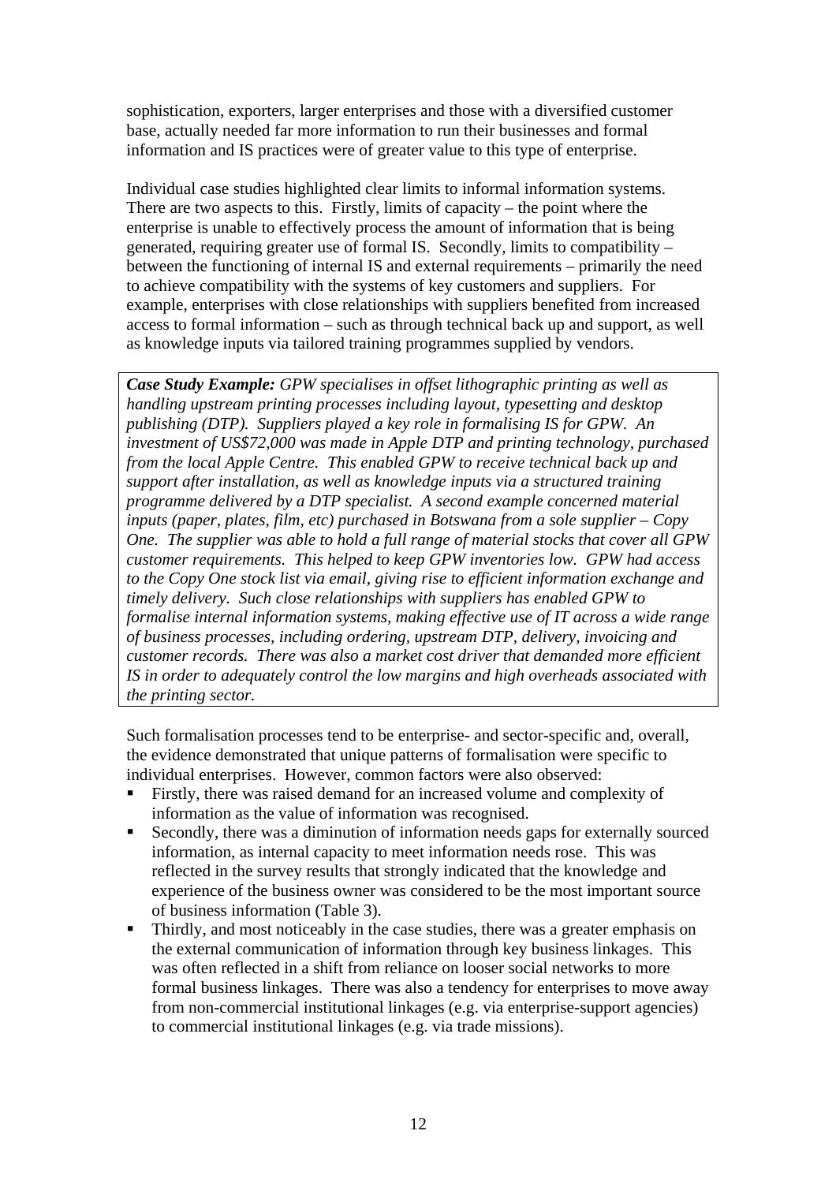sophistication, exporters, larger enterprises and those with a diversified customer base, actually needed far more information to run their businesses and formal information and IS practices were of greater value to this type of enterprise.

Individual case studies highlighted clear limits to informal information systems. There are two aspects to this. Firstly, limits of capacity – the point where the enterprise is unable to effectively process the amount of information that is being generated, requiring greater use of formal IS. Secondly, limits to compatibility – between the functioning of internal IS and external requirements – primarily the need to achieve compatibility with the systems of key customers and suppliers. For example, enterprises with close relationships with suppliers benefited from increased access to formal information – such as through technical back up and support, as well as knowledge inputs via tailored training programmes supplied by vendors.

> ***Case Study Example:*** *GPW specialises in offset lithographic printing as well as handling upstream printing processes including layout, typesetting and desktop publishing (DTP). Suppliers played a key role in formalising IS for GPW. An investment of US$72,000 was made in Apple DTP and printing technology, purchased from the local Apple Centre. This enabled GPW to receive technical back up and support after installation, as well as knowledge inputs via a structured training programme delivered by a DTP specialist. A second example concerned material inputs (paper, plates, film, etc) purchased in Botswana from a sole supplier – Copy One. The supplier was able to hold a full range of material stocks that cover all GPW customer requirements. This helped to keep GPW inventories low. GPW had access to the Copy One stock list via email, giving rise to efficient information exchange and timely delivery. Such close relationships with suppliers has enabled GPW to formalise internal information systems, making effective use of IT across a wide range of business processes, including ordering, upstream DTP, delivery, invoicing and customer records. There was also a market cost driver that demanded more efficient IS in order to adequately control the low margins and high overheads associated with the printing sector.*

Such formalisation processes tend to be enterprise- and sector-specific and, overall, the evidence demonstrated that unique patterns of formalisation were specific to individual enterprises. However, common factors were also observed:

- Firstly, there was raised demand for an increased volume and complexity of information as the value of information was recognised.
- Secondly, there was a diminution of information needs gaps for externally sourced information, as internal capacity to meet information needs rose. This was reflected in the survey results that strongly indicated that the knowledge and experience of the business owner was considered to be the most important source of business information (Table 3).
- Thirdly, and most noticeably in the case studies, there was a greater emphasis on the external communication of information through key business linkages. This was often reflected in a shift from reliance on looser social networks to more formal business linkages. There was also a tendency for enterprises to move away from non-commercial institutional linkages (e.g. via enterprise-support agencies) to commercial institutional linkages (e.g. via trade missions).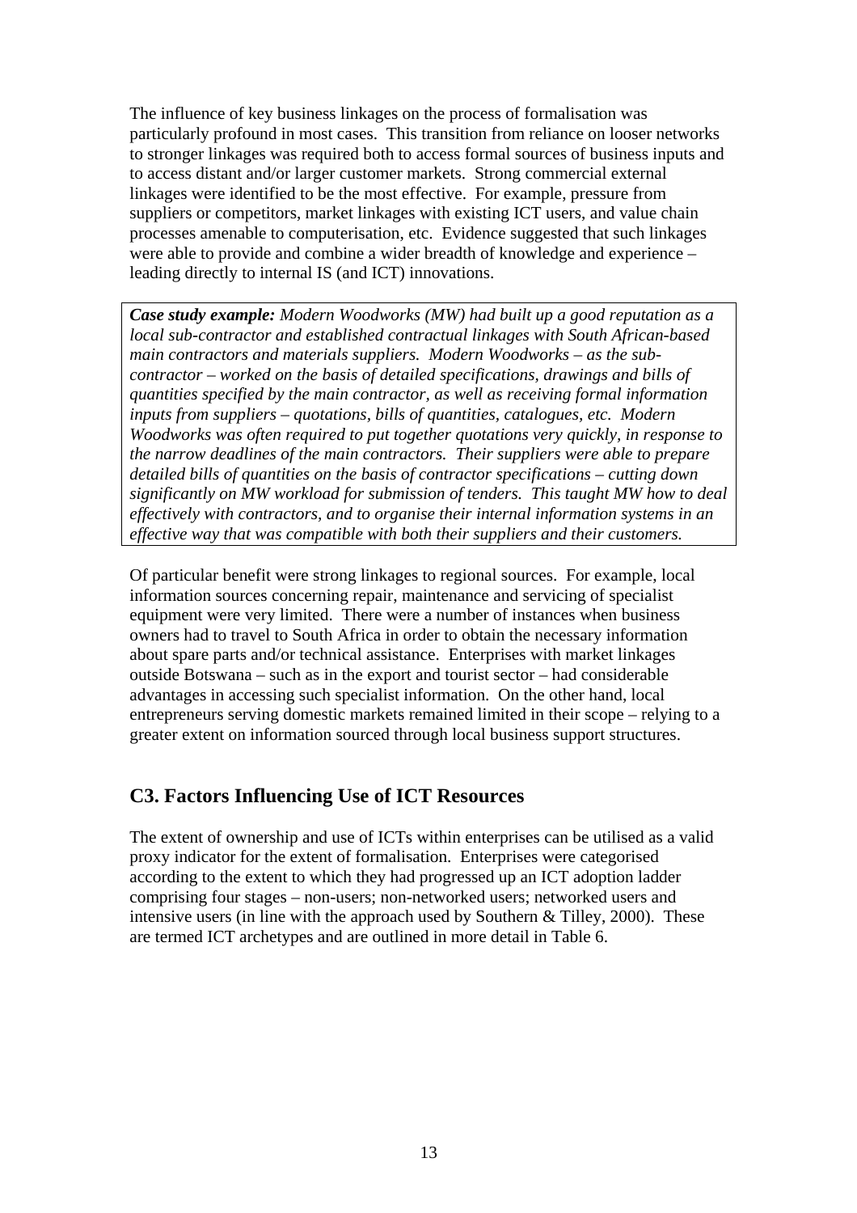The influence of key business linkages on the process of formalisation was particularly profound in most cases. This transition from reliance on looser networks to stronger linkages was required both to access formal sources of business inputs and to access distant and/or larger customer markets. Strong commercial external linkages were identified to be the most effective. For example, pressure from suppliers or competitors, market linkages with existing ICT users, and value chain processes amenable to computerisation, etc. Evidence suggested that such linkages were able to provide and combine a wider breadth of knowledge and experience – leading directly to internal IS (and ICT) innovations.

> ***Case study example:*** *Modern Woodworks (MW) had built up a good reputation as a local sub-contractor and established contractual linkages with South African-based main contractors and materials suppliers. Modern Woodworks – as the sub-contractor – worked on the basis of detailed specifications, drawings and bills of quantities specified by the main contractor, as well as receiving formal information inputs from suppliers – quotations, bills of quantities, catalogues, etc. Modern Woodworks was often required to put together quotations very quickly, in response to the narrow deadlines of the main contractors. Their suppliers were able to prepare detailed bills of quantities on the basis of contractor specifications – cutting down significantly on MW workload for submission of tenders. This taught MW how to deal effectively with contractors, and to organise their internal information systems in an effective way that was compatible with both their suppliers and their customers.*

Of particular benefit were strong linkages to regional sources. For example, local information sources concerning repair, maintenance and servicing of specialist equipment were very limited. There were a number of instances when business owners had to travel to South Africa in order to obtain the necessary information about spare parts and/or technical assistance. Enterprises with market linkages outside Botswana – such as in the export and tourist sector – had considerable advantages in accessing such specialist information. On the other hand, local entrepreneurs serving domestic markets remained limited in their scope – relying to a greater extent on information sourced through local business support structures.

## C3. Factors Influencing Use of ICT Resources

The extent of ownership and use of ICTs within enterprises can be utilised as a valid proxy indicator for the extent of formalisation. Enterprises were categorised according to the extent to which they had progressed up an ICT adoption ladder comprising four stages – non-users; non-networked users; networked users and intensive users (in line with the approach used by Southern & Tilley, 2000). These are termed ICT archetypes and are outlined in more detail in Table 6.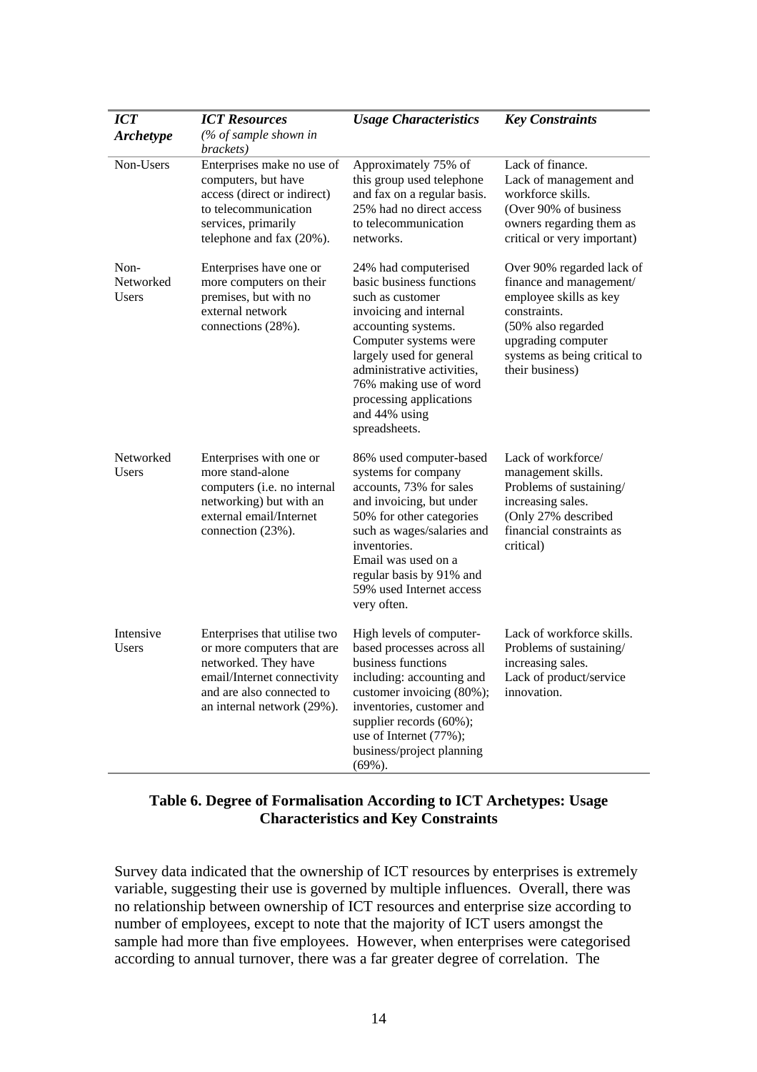| *ICT Archetype* | *ICT Resources* (*% of sample shown in brackets*) | *Usage Characteristics* | *Key Constraints* |
|---|---|---|---|
| Non-Users | Enterprises make no use of computers, but have access (direct or indirect) to telecommunication services, primarily telephone and fax (20%). | Approximately 75% of this group used telephone and fax on a regular basis. 25% had no direct access to telecommunication networks. | Lack of finance. Lack of management and workforce skills. (Over 90% of business owners regarding them as critical or very important) |
| Non-Networked Users | Enterprises have one or more computers on their premises, but with no external network connections (28%). | 24% had computerised basic business functions such as customer invoicing and internal accounting systems. Computer systems were largely used for general administrative activities, 76% making use of word processing applications and 44% using spreadsheets. | Over 90% regarded lack of finance and management/ employee skills as key constraints. (50% also regarded upgrading computer systems as being critical to their business) |
| Networked Users | Enterprises with one or more stand-alone computers (i.e. no internal networking) but with an external email/Internet connection (23%). | 86% used computer-based systems for company accounts, 73% for sales and invoicing, but under 50% for other categories such as wages/salaries and inventories. Email was used on a regular basis by 91% and 59% used Internet access very often. | Lack of workforce/ management skills. Problems of sustaining/ increasing sales. (Only 27% described financial constraints as critical) |
| Intensive Users | Enterprises that utilise two or more computers that are networked. They have email/Internet connectivity and are also connected to an internal network (29%). | High levels of computer-based processes across all business functions including: accounting and customer invoicing (80%); inventories, customer and supplier records (60%); use of Internet (77%); business/project planning (69%). | Lack of workforce skills. Problems of sustaining/ increasing sales. Lack of product/service innovation. |

**Table 6. Degree of Formalisation According to ICT Archetypes: Usage Characteristics and Key Constraints**

Survey data indicated that the ownership of ICT resources by enterprises is extremely variable, suggesting their use is governed by multiple influences. Overall, there was no relationship between ownership of ICT resources and enterprise size according to number of employees, except to note that the majority of ICT users amongst the sample had more than five employees. However, when enterprises were categorised according to annual turnover, there was a far greater degree of correlation. The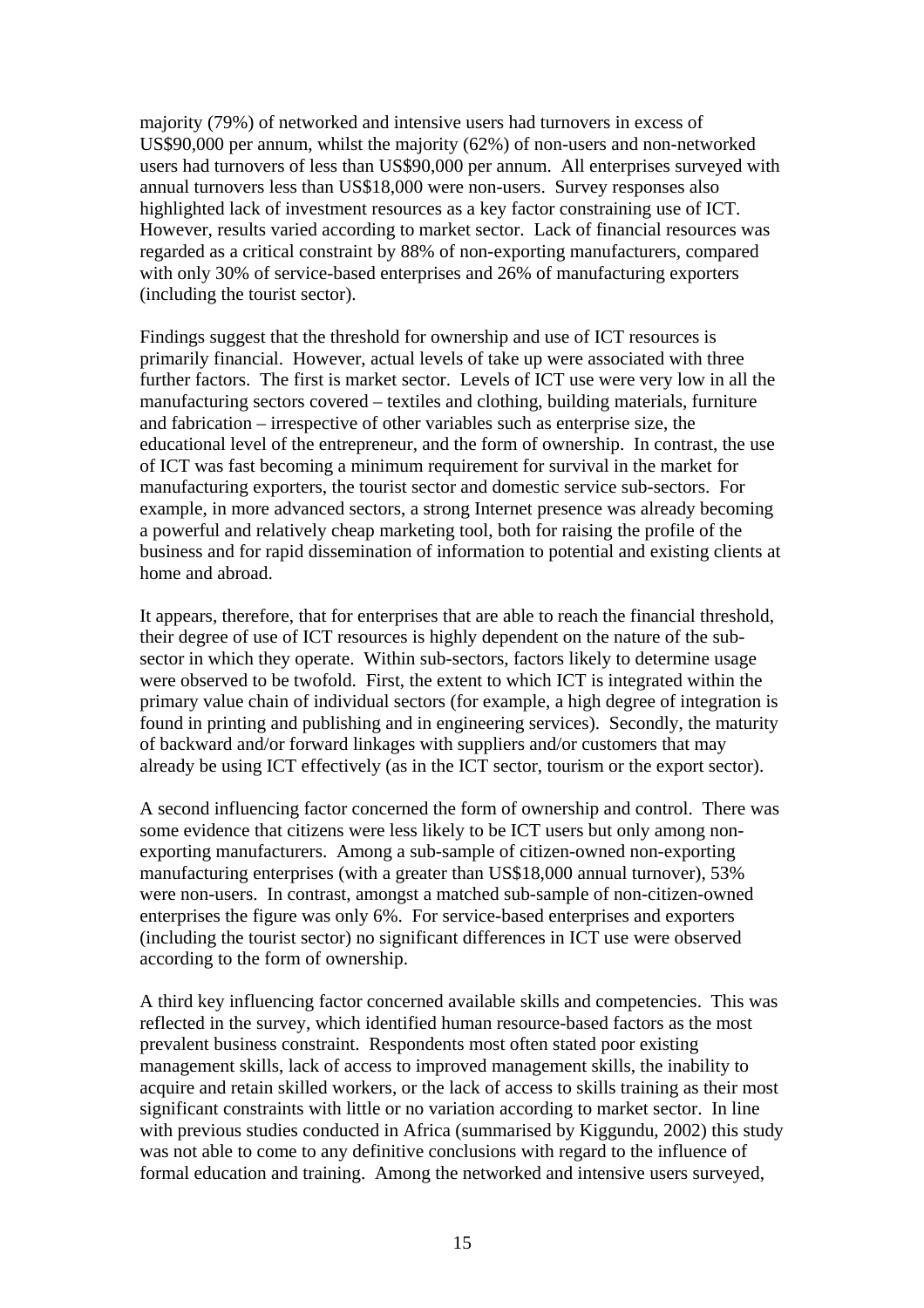majority (79%) of networked and intensive users had turnovers in excess of US$90,000 per annum, whilst the majority (62%) of non-users and non-networked users had turnovers of less than US$90,000 per annum. All enterprises surveyed with annual turnovers less than US$18,000 were non-users. Survey responses also highlighted lack of investment resources as a key factor constraining use of ICT. However, results varied according to market sector. Lack of financial resources was regarded as a critical constraint by 88% of non-exporting manufacturers, compared with only 30% of service-based enterprises and 26% of manufacturing exporters (including the tourist sector).

Findings suggest that the threshold for ownership and use of ICT resources is primarily financial. However, actual levels of take up were associated with three further factors. The first is market sector. Levels of ICT use were very low in all the manufacturing sectors covered – textiles and clothing, building materials, furniture and fabrication – irrespective of other variables such as enterprise size, the educational level of the entrepreneur, and the form of ownership. In contrast, the use of ICT was fast becoming a minimum requirement for survival in the market for manufacturing exporters, the tourist sector and domestic service sub-sectors. For example, in more advanced sectors, a strong Internet presence was already becoming a powerful and relatively cheap marketing tool, both for raising the profile of the business and for rapid dissemination of information to potential and existing clients at home and abroad.

It appears, therefore, that for enterprises that are able to reach the financial threshold, their degree of use of ICT resources is highly dependent on the nature of the sub-sector in which they operate. Within sub-sectors, factors likely to determine usage were observed to be twofold. First, the extent to which ICT is integrated within the primary value chain of individual sectors (for example, a high degree of integration is found in printing and publishing and in engineering services). Secondly, the maturity of backward and/or forward linkages with suppliers and/or customers that may already be using ICT effectively (as in the ICT sector, tourism or the export sector).

A second influencing factor concerned the form of ownership and control. There was some evidence that citizens were less likely to be ICT users but only among non-exporting manufacturers. Among a sub-sample of citizen-owned non-exporting manufacturing enterprises (with a greater than US$18,000 annual turnover), 53% were non-users. In contrast, amongst a matched sub-sample of non-citizen-owned enterprises the figure was only 6%. For service-based enterprises and exporters (including the tourist sector) no significant differences in ICT use were observed according to the form of ownership.

A third key influencing factor concerned available skills and competencies. This was reflected in the survey, which identified human resource-based factors as the most prevalent business constraint. Respondents most often stated poor existing management skills, lack of access to improved management skills, the inability to acquire and retain skilled workers, or the lack of access to skills training as their most significant constraints with little or no variation according to market sector. In line with previous studies conducted in Africa (summarised by Kiggundu, 2002) this study was not able to come to any definitive conclusions with regard to the influence of formal education and training. Among the networked and intensive users surveyed,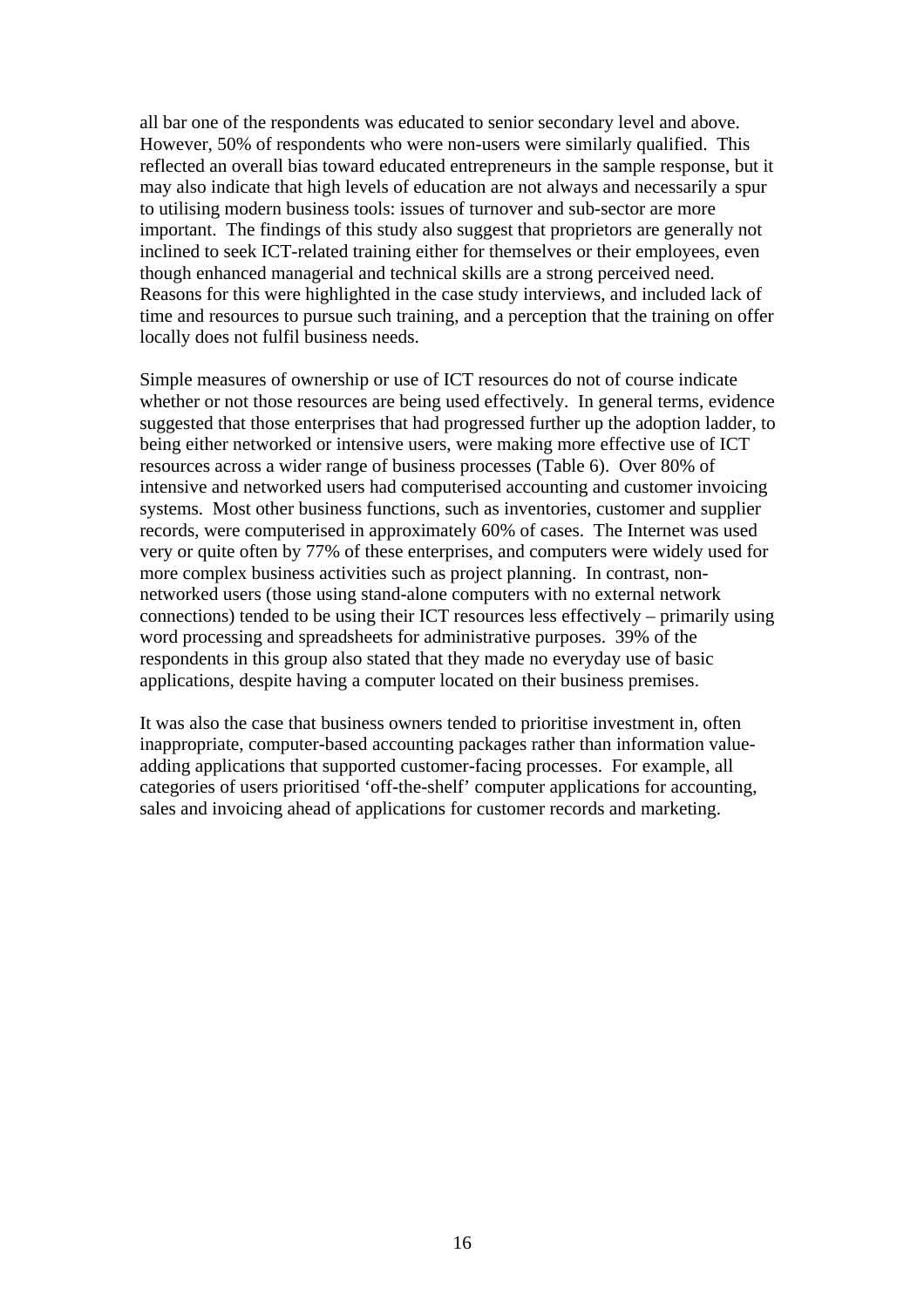all bar one of the respondents was educated to senior secondary level and above. However, 50% of respondents who were non-users were similarly qualified. This reflected an overall bias toward educated entrepreneurs in the sample response, but it may also indicate that high levels of education are not always and necessarily a spur to utilising modern business tools: issues of turnover and sub-sector are more important. The findings of this study also suggest that proprietors are generally not inclined to seek ICT-related training either for themselves or their employees, even though enhanced managerial and technical skills are a strong perceived need. Reasons for this were highlighted in the case study interviews, and included lack of time and resources to pursue such training, and a perception that the training on offer locally does not fulfil business needs.

Simple measures of ownership or use of ICT resources do not of course indicate whether or not those resources are being used effectively. In general terms, evidence suggested that those enterprises that had progressed further up the adoption ladder, to being either networked or intensive users, were making more effective use of ICT resources across a wider range of business processes (Table 6). Over 80% of intensive and networked users had computerised accounting and customer invoicing systems. Most other business functions, such as inventories, customer and supplier records, were computerised in approximately 60% of cases. The Internet was used very or quite often by 77% of these enterprises, and computers were widely used for more complex business activities such as project planning. In contrast, non-networked users (those using stand-alone computers with no external network connections) tended to be using their ICT resources less effectively – primarily using word processing and spreadsheets for administrative purposes. 39% of the respondents in this group also stated that they made no everyday use of basic applications, despite having a computer located on their business premises.

It was also the case that business owners tended to prioritise investment in, often inappropriate, computer-based accounting packages rather than information value-adding applications that supported customer-facing processes. For example, all categories of users prioritised 'off-the-shelf' computer applications for accounting, sales and invoicing ahead of applications for customer records and marketing.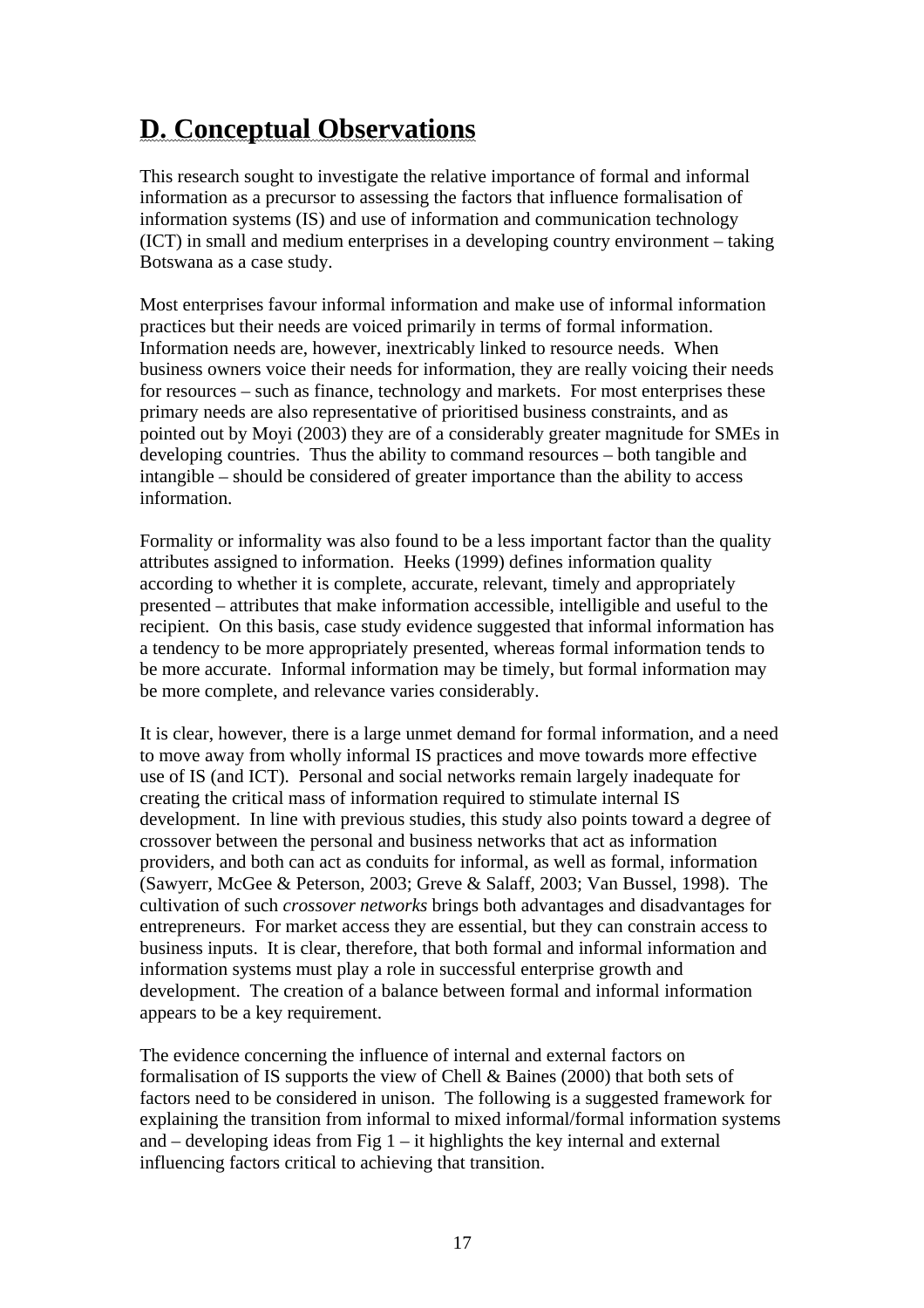# D. Conceptual Observations

This research sought to investigate the relative importance of formal and informal information as a precursor to assessing the factors that influence formalisation of information systems (IS) and use of information and communication technology (ICT) in small and medium enterprises in a developing country environment – taking Botswana as a case study.

Most enterprises favour informal information and make use of informal information practices but their needs are voiced primarily in terms of formal information. Information needs are, however, inextricably linked to resource needs. When business owners voice their needs for information, they are really voicing their needs for resources – such as finance, technology and markets. For most enterprises these primary needs are also representative of prioritised business constraints, and as pointed out by Moyi (2003) they are of a considerably greater magnitude for SMEs in developing countries. Thus the ability to command resources – both tangible and intangible – should be considered of greater importance than the ability to access information.

Formality or informality was also found to be a less important factor than the quality attributes assigned to information. Heeks (1999) defines information quality according to whether it is complete, accurate, relevant, timely and appropriately presented – attributes that make information accessible, intelligible and useful to the recipient. On this basis, case study evidence suggested that informal information has a tendency to be more appropriately presented, whereas formal information tends to be more accurate. Informal information may be timely, but formal information may be more complete, and relevance varies considerably.

It is clear, however, there is a large unmet demand for formal information, and a need to move away from wholly informal IS practices and move towards more effective use of IS (and ICT). Personal and social networks remain largely inadequate for creating the critical mass of information required to stimulate internal IS development. In line with previous studies, this study also points toward a degree of crossover between the personal and business networks that act as information providers, and both can act as conduits for informal, as well as formal, information (Sawyerr, McGee & Peterson, 2003; Greve & Salaff, 2003; Van Bussel, 1998). The cultivation of such *crossover networks* brings both advantages and disadvantages for entrepreneurs. For market access they are essential, but they can constrain access to business inputs. It is clear, therefore, that both formal and informal information and information systems must play a role in successful enterprise growth and development. The creation of a balance between formal and informal information appears to be a key requirement.

The evidence concerning the influence of internal and external factors on formalisation of IS supports the view of Chell & Baines (2000) that both sets of factors need to be considered in unison. The following is a suggested framework for explaining the transition from informal to mixed informal/formal information systems and – developing ideas from Fig 1 – it highlights the key internal and external influencing factors critical to achieving that transition.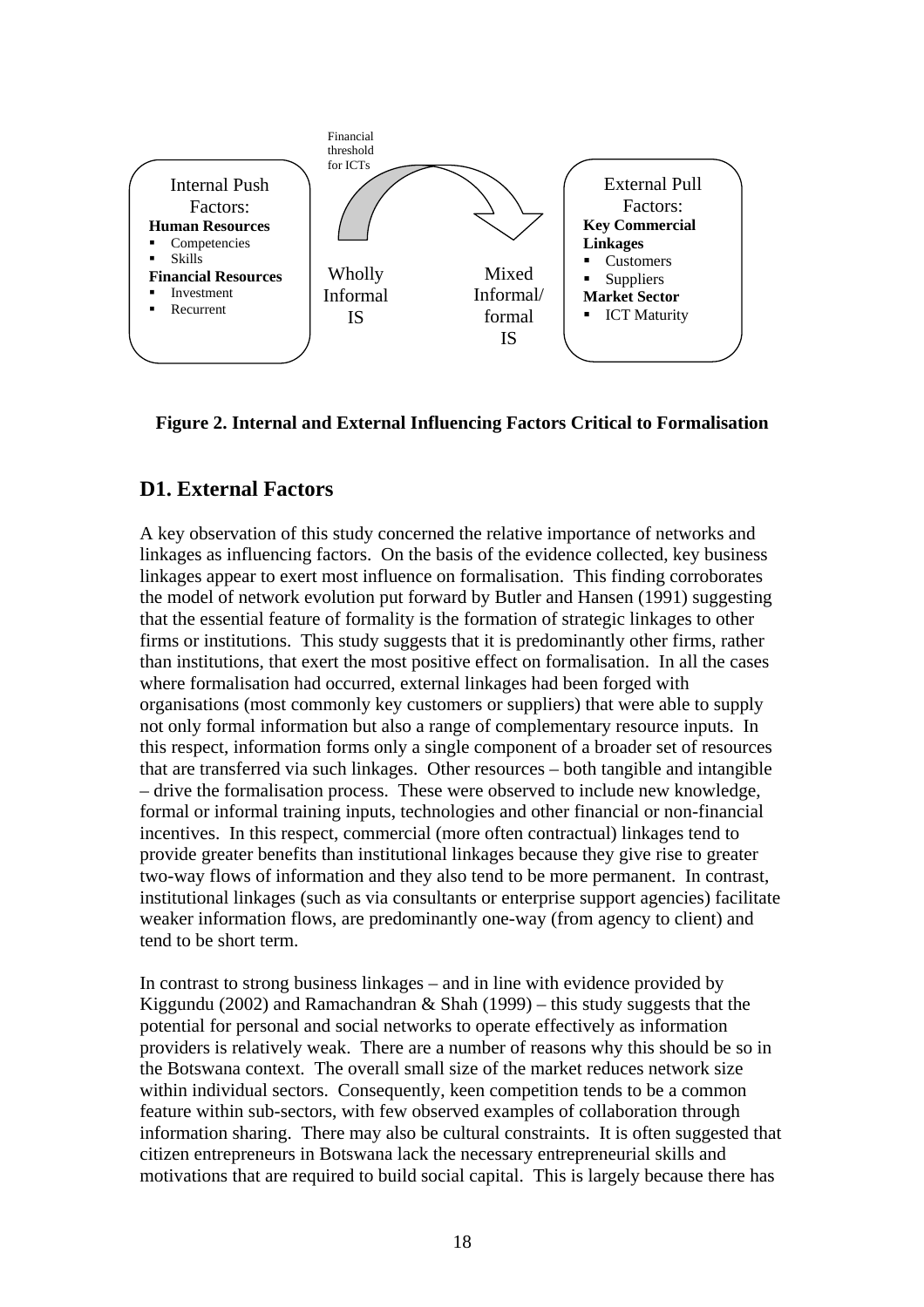Internal Push Factors:
**Human Resources**
- Competencies
- Skills

**Financial Resources**
- Investment
- Recurrent

Financial threshold for ICTs

Wholly Informal IS

Mixed Informal/ formal IS

External Pull Factors:
**Key Commercial Linkages**
- Customers
- Suppliers

**Market Sector**
- ICT Maturity

**Figure 2. Internal and External Influencing Factors Critical to Formalisation**

## D1. External Factors

A key observation of this study concerned the relative importance of networks and linkages as influencing factors. On the basis of the evidence collected, key business linkages appear to exert most influence on formalisation. This finding corroborates the model of network evolution put forward by Butler and Hansen (1991) suggesting that the essential feature of formality is the formation of strategic linkages to other firms or institutions. This study suggests that it is predominantly other firms, rather than institutions, that exert the most positive effect on formalisation. In all the cases where formalisation had occurred, external linkages had been forged with organisations (most commonly key customers or suppliers) that were able to supply not only formal information but also a range of complementary resource inputs. In this respect, information forms only a single component of a broader set of resources that are transferred via such linkages. Other resources – both tangible and intangible – drive the formalisation process. These were observed to include new knowledge, formal or informal training inputs, technologies and other financial or non-financial incentives. In this respect, commercial (more often contractual) linkages tend to provide greater benefits than institutional linkages because they give rise to greater two-way flows of information and they also tend to be more permanent. In contrast, institutional linkages (such as via consultants or enterprise support agencies) facilitate weaker information flows, are predominantly one-way (from agency to client) and tend to be short term.

In contrast to strong business linkages – and in line with evidence provided by Kiggundu (2002) and Ramachandran & Shah (1999) – this study suggests that the potential for personal and social networks to operate effectively as information providers is relatively weak. There are a number of reasons why this should be so in the Botswana context. The overall small size of the market reduces network size within individual sectors. Consequently, keen competition tends to be a common feature within sub-sectors, with few observed examples of collaboration through information sharing. There may also be cultural constraints. It is often suggested that citizen entrepreneurs in Botswana lack the necessary entrepreneurial skills and motivations that are required to build social capital. This is largely because there has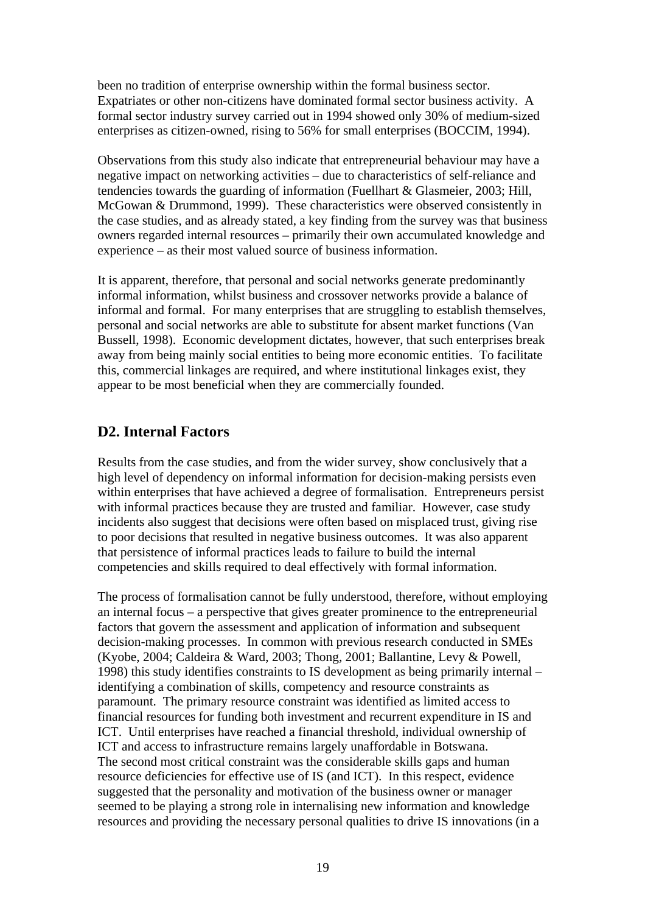been no tradition of enterprise ownership within the formal business sector. Expatriates or other non-citizens have dominated formal sector business activity. A formal sector industry survey carried out in 1994 showed only 30% of medium-sized enterprises as citizen-owned, rising to 56% for small enterprises (BOCCIM, 1994).

Observations from this study also indicate that entrepreneurial behaviour may have a negative impact on networking activities – due to characteristics of self-reliance and tendencies towards the guarding of information (Fuellhart & Glasmeier, 2003; Hill, McGowan & Drummond, 1999). These characteristics were observed consistently in the case studies, and as already stated, a key finding from the survey was that business owners regarded internal resources – primarily their own accumulated knowledge and experience – as their most valued source of business information.

It is apparent, therefore, that personal and social networks generate predominantly informal information, whilst business and crossover networks provide a balance of informal and formal. For many enterprises that are struggling to establish themselves, personal and social networks are able to substitute for absent market functions (Van Bussell, 1998). Economic development dictates, however, that such enterprises break away from being mainly social entities to being more economic entities. To facilitate this, commercial linkages are required, and where institutional linkages exist, they appear to be most beneficial when they are commercially founded.

## D2. Internal Factors

Results from the case studies, and from the wider survey, show conclusively that a high level of dependency on informal information for decision-making persists even within enterprises that have achieved a degree of formalisation. Entrepreneurs persist with informal practices because they are trusted and familiar. However, case study incidents also suggest that decisions were often based on misplaced trust, giving rise to poor decisions that resulted in negative business outcomes. It was also apparent that persistence of informal practices leads to failure to build the internal competencies and skills required to deal effectively with formal information.

The process of formalisation cannot be fully understood, therefore, without employing an internal focus – a perspective that gives greater prominence to the entrepreneurial factors that govern the assessment and application of information and subsequent decision-making processes. In common with previous research conducted in SMEs (Kyobe, 2004; Caldeira & Ward, 2003; Thong, 2001; Ballantine, Levy & Powell, 1998) this study identifies constraints to IS development as being primarily internal – identifying a combination of skills, competency and resource constraints as paramount. The primary resource constraint was identified as limited access to financial resources for funding both investment and recurrent expenditure in IS and ICT. Until enterprises have reached a financial threshold, individual ownership of ICT and access to infrastructure remains largely unaffordable in Botswana.
The second most critical constraint was the considerable skills gaps and human resource deficiencies for effective use of IS (and ICT). In this respect, evidence suggested that the personality and motivation of the business owner or manager seemed to be playing a strong role in internalising new information and knowledge resources and providing the necessary personal qualities to drive IS innovations (in a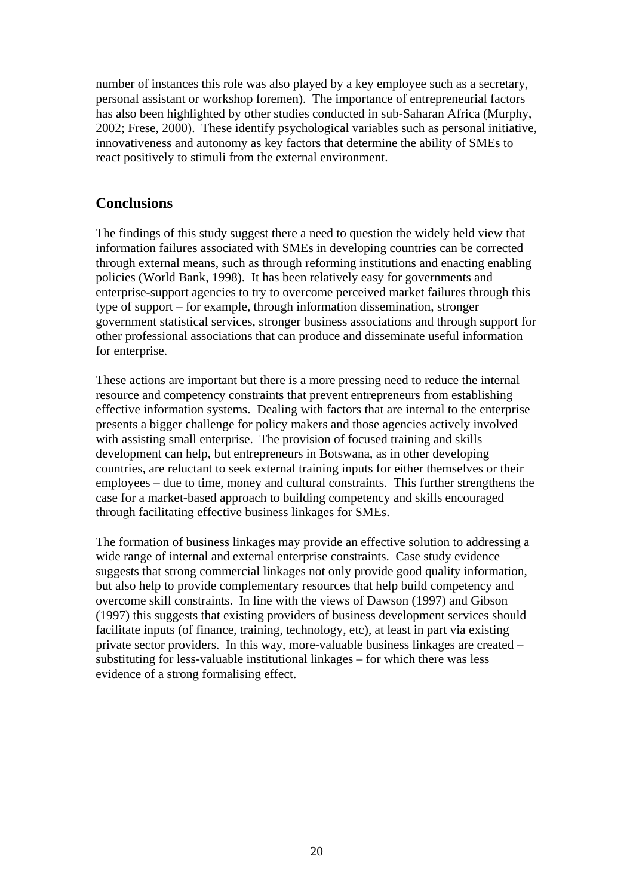number of instances this role was also played by a key employee such as a secretary, personal assistant or workshop foremen). The importance of entrepreneurial factors has also been highlighted by other studies conducted in sub-Saharan Africa (Murphy, 2002; Frese, 2000). These identify psychological variables such as personal initiative, innovativeness and autonomy as key factors that determine the ability of SMEs to react positively to stimuli from the external environment.

## Conclusions

The findings of this study suggest there a need to question the widely held view that information failures associated with SMEs in developing countries can be corrected through external means, such as through reforming institutions and enacting enabling policies (World Bank, 1998). It has been relatively easy for governments and enterprise-support agencies to try to overcome perceived market failures through this type of support – for example, through information dissemination, stronger government statistical services, stronger business associations and through support for other professional associations that can produce and disseminate useful information for enterprise.

These actions are important but there is a more pressing need to reduce the internal resource and competency constraints that prevent entrepreneurs from establishing effective information systems. Dealing with factors that are internal to the enterprise presents a bigger challenge for policy makers and those agencies actively involved with assisting small enterprise. The provision of focused training and skills development can help, but entrepreneurs in Botswana, as in other developing countries, are reluctant to seek external training inputs for either themselves or their employees – due to time, money and cultural constraints. This further strengthens the case for a market-based approach to building competency and skills encouraged through facilitating effective business linkages for SMEs.

The formation of business linkages may provide an effective solution to addressing a wide range of internal and external enterprise constraints. Case study evidence suggests that strong commercial linkages not only provide good quality information, but also help to provide complementary resources that help build competency and overcome skill constraints. In line with the views of Dawson (1997) and Gibson (1997) this suggests that existing providers of business development services should facilitate inputs (of finance, training, technology, etc), at least in part via existing private sector providers. In this way, more-valuable business linkages are created – substituting for less-valuable institutional linkages – for which there was less evidence of a strong formalising effect.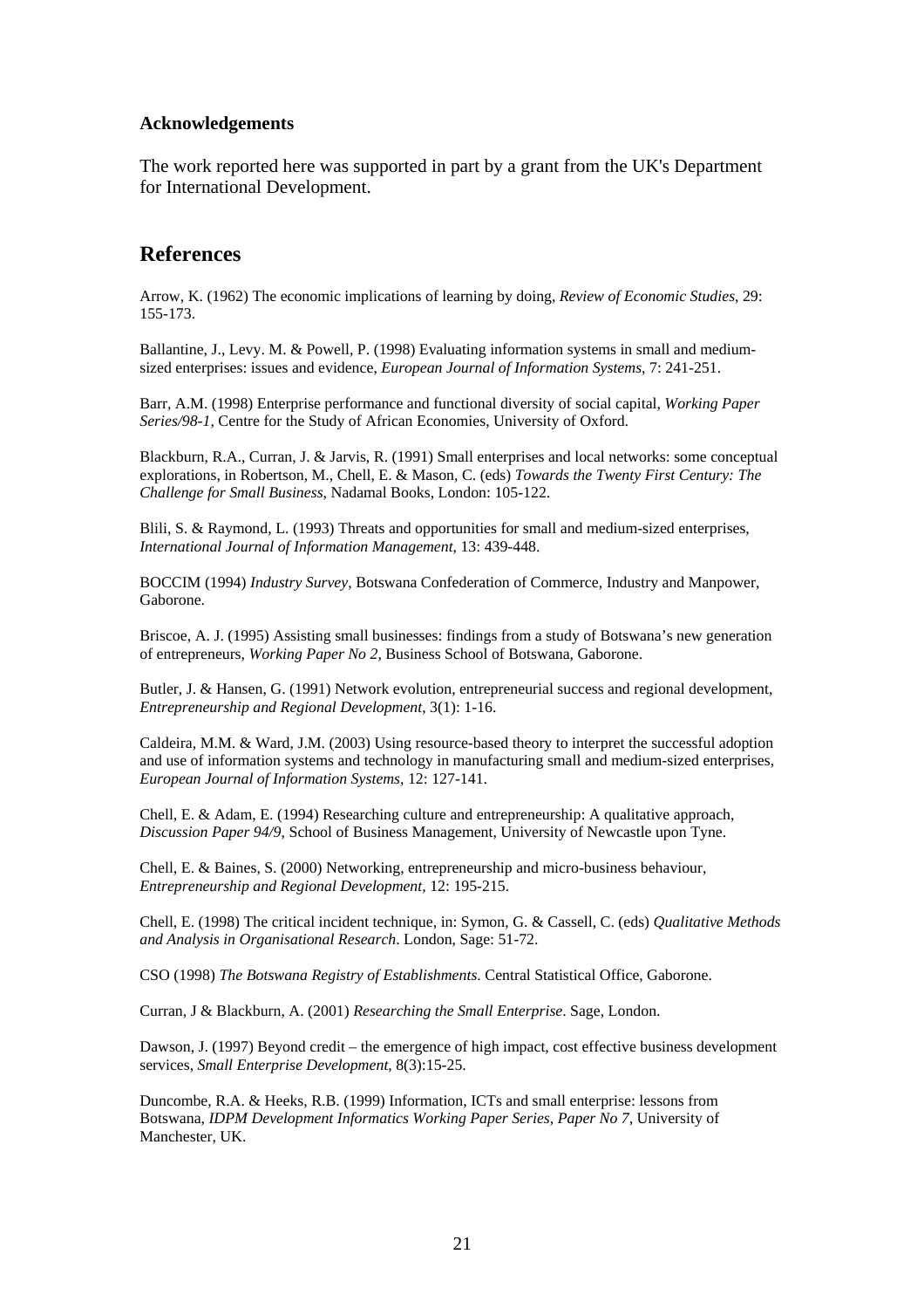### Acknowledgements

The work reported here was supported in part by a grant from the UK's Department for International Development.

## References

Arrow, K. (1962) The economic implications of learning by doing, *Review of Economic Studies*, 29: 155-173.

Ballantine, J., Levy. M. & Powell, P. (1998) Evaluating information systems in small and medium-sized enterprises: issues and evidence, *European Journal of Information Systems*, 7: 241-251.

Barr, A.M. (1998) Enterprise performance and functional diversity of social capital, *Working Paper Series/98-1*, Centre for the Study of African Economies, University of Oxford.

Blackburn, R.A., Curran, J. & Jarvis, R. (1991) Small enterprises and local networks: some conceptual explorations, in Robertson, M., Chell, E. & Mason, C. (eds) *Towards the Twenty First Century: The Challenge for Small Business*, Nadamal Books, London: 105-122.

Blili, S. & Raymond, L. (1993) Threats and opportunities for small and medium-sized enterprises, *International Journal of Information Management*, 13: 439-448.

BOCCIM (1994) *Industry Survey*, Botswana Confederation of Commerce, Industry and Manpower, Gaborone.

Briscoe, A. J. (1995) Assisting small businesses: findings from a study of Botswana's new generation of entrepreneurs, *Working Paper No 2*, Business School of Botswana, Gaborone.

Butler, J. & Hansen, G. (1991) Network evolution, entrepreneurial success and regional development, *Entrepreneurship and Regional Development*, 3(1): 1-16.

Caldeira, M.M. & Ward, J.M. (2003) Using resource-based theory to interpret the successful adoption and use of information systems and technology in manufacturing small and medium-sized enterprises, *European Journal of Information Systems*, 12: 127-141.

Chell, E. & Adam, E. (1994) Researching culture and entrepreneurship: A qualitative approach, *Discussion Paper 94/9*, School of Business Management, University of Newcastle upon Tyne.

Chell, E. & Baines, S. (2000) Networking, entrepreneurship and micro-business behaviour, *Entrepreneurship and Regional Development*, 12: 195-215.

Chell, E. (1998) The critical incident technique, in: Symon, G. & Cassell, C. (eds) *Qualitative Methods and Analysis in Organisational Research*. London, Sage: 51-72.

CSO (1998) *The Botswana Registry of Establishments*. Central Statistical Office, Gaborone.

Curran, J & Blackburn, A. (2001) *Researching the Small Enterprise*. Sage, London.

Dawson, J. (1997) Beyond credit – the emergence of high impact, cost effective business development services, *Small Enterprise Development*, 8(3):15-25.

Duncombe, R.A. & Heeks, R.B. (1999) Information, ICTs and small enterprise: lessons from Botswana, *IDPM Development Informatics Working Paper Series, Paper No 7*, University of Manchester, UK.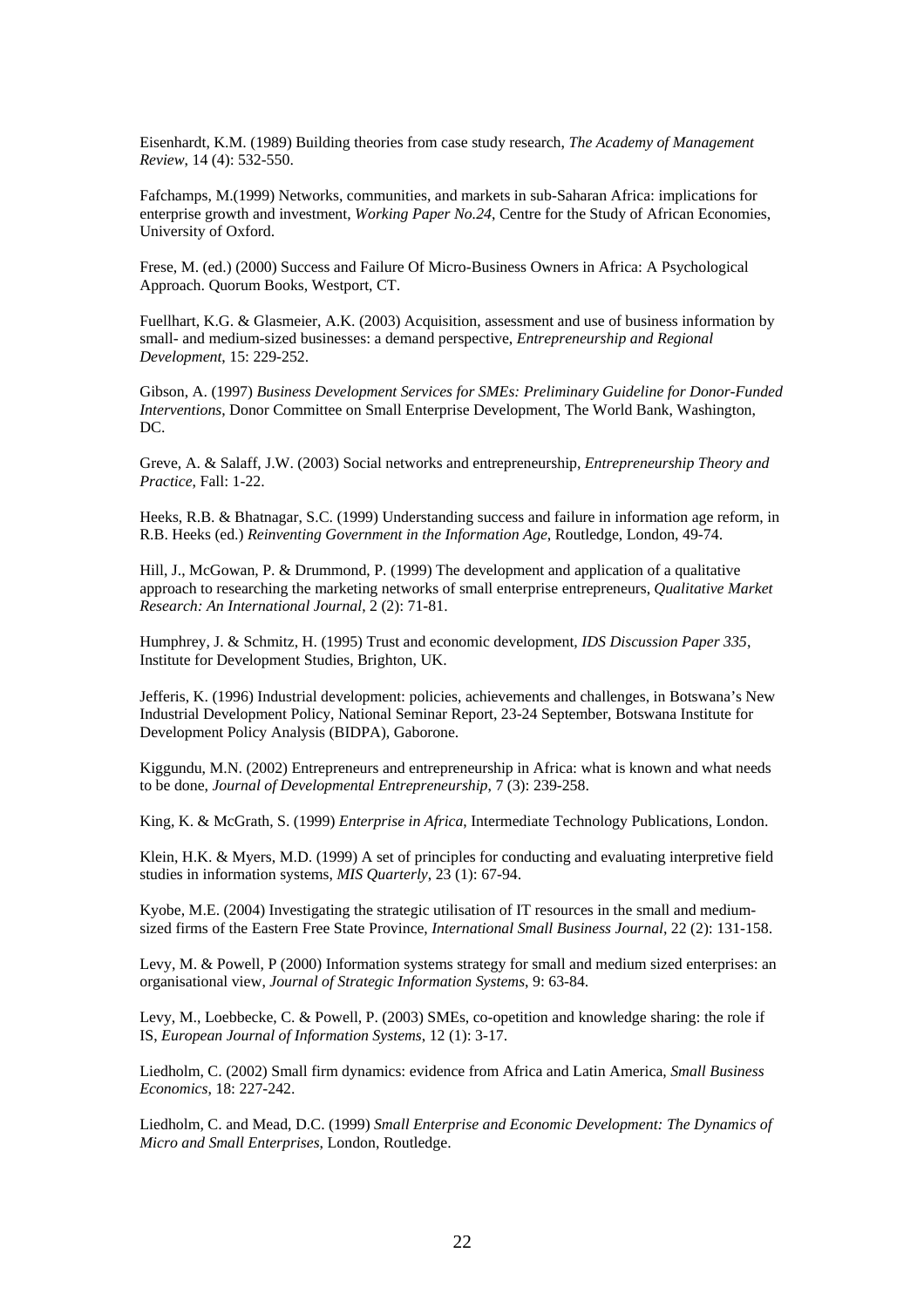Eisenhardt, K.M. (1989) Building theories from case study research, *The Academy of Management Review*, 14 (4): 532-550.

Fafchamps, M.(1999) Networks, communities, and markets in sub-Saharan Africa: implications for enterprise growth and investment, *Working Paper No.24*, Centre for the Study of African Economies, University of Oxford.

Frese, M. (ed.) (2000) Success and Failure Of Micro-Business Owners in Africa: A Psychological Approach. Quorum Books, Westport, CT.

Fuellhart, K.G. & Glasmeier, A.K. (2003) Acquisition, assessment and use of business information by small- and medium-sized businesses: a demand perspective, *Entrepreneurship and Regional Development*, 15: 229-252.

Gibson, A. (1997) *Business Development Services for SMEs: Preliminary Guideline for Donor-Funded Interventions*, Donor Committee on Small Enterprise Development, The World Bank, Washington, DC.

Greve, A. & Salaff, J.W. (2003) Social networks and entrepreneurship, *Entrepreneurship Theory and Practice*, Fall: 1-22.

Heeks, R.B. & Bhatnagar, S.C. (1999) Understanding success and failure in information age reform, in R.B. Heeks (ed.) *Reinventing Government in the Information Age*, Routledge, London, 49-74.

Hill, J., McGowan, P. & Drummond, P. (1999) The development and application of a qualitative approach to researching the marketing networks of small enterprise entrepreneurs, *Qualitative Market Research: An International Journal*, 2 (2): 71-81.

Humphrey, J. & Schmitz, H. (1995) Trust and economic development, *IDS Discussion Paper 335*, Institute for Development Studies, Brighton, UK.

Jefferis, K. (1996) Industrial development: policies, achievements and challenges, in Botswana's New Industrial Development Policy, National Seminar Report, 23-24 September, Botswana Institute for Development Policy Analysis (BIDPA), Gaborone.

Kiggundu, M.N. (2002) Entrepreneurs and entrepreneurship in Africa: what is known and what needs to be done, *Journal of Developmental Entrepreneurship*, 7 (3): 239-258.

King, K. & McGrath, S. (1999) *Enterprise in Africa*, Intermediate Technology Publications, London.

Klein, H.K. & Myers, M.D. (1999) A set of principles for conducting and evaluating interpretive field studies in information systems, *MIS Quarterly*, 23 (1): 67-94.

Kyobe, M.E. (2004) Investigating the strategic utilisation of IT resources in the small and medium-sized firms of the Eastern Free State Province, *International Small Business Journal*, 22 (2): 131-158.

Levy, M. & Powell, P (2000) Information systems strategy for small and medium sized enterprises: an organisational view, *Journal of Strategic Information Systems*, 9: 63-84.

Levy, M., Loebbecke, C. & Powell, P. (2003) SMEs, co-opetition and knowledge sharing: the role if IS, *European Journal of Information Systems*, 12 (1): 3-17.

Liedholm, C. (2002) Small firm dynamics: evidence from Africa and Latin America, *Small Business Economics*, 18: 227-242.

Liedholm, C. and Mead, D.C. (1999) *Small Enterprise and Economic Development: The Dynamics of Micro and Small Enterprises*, London, Routledge.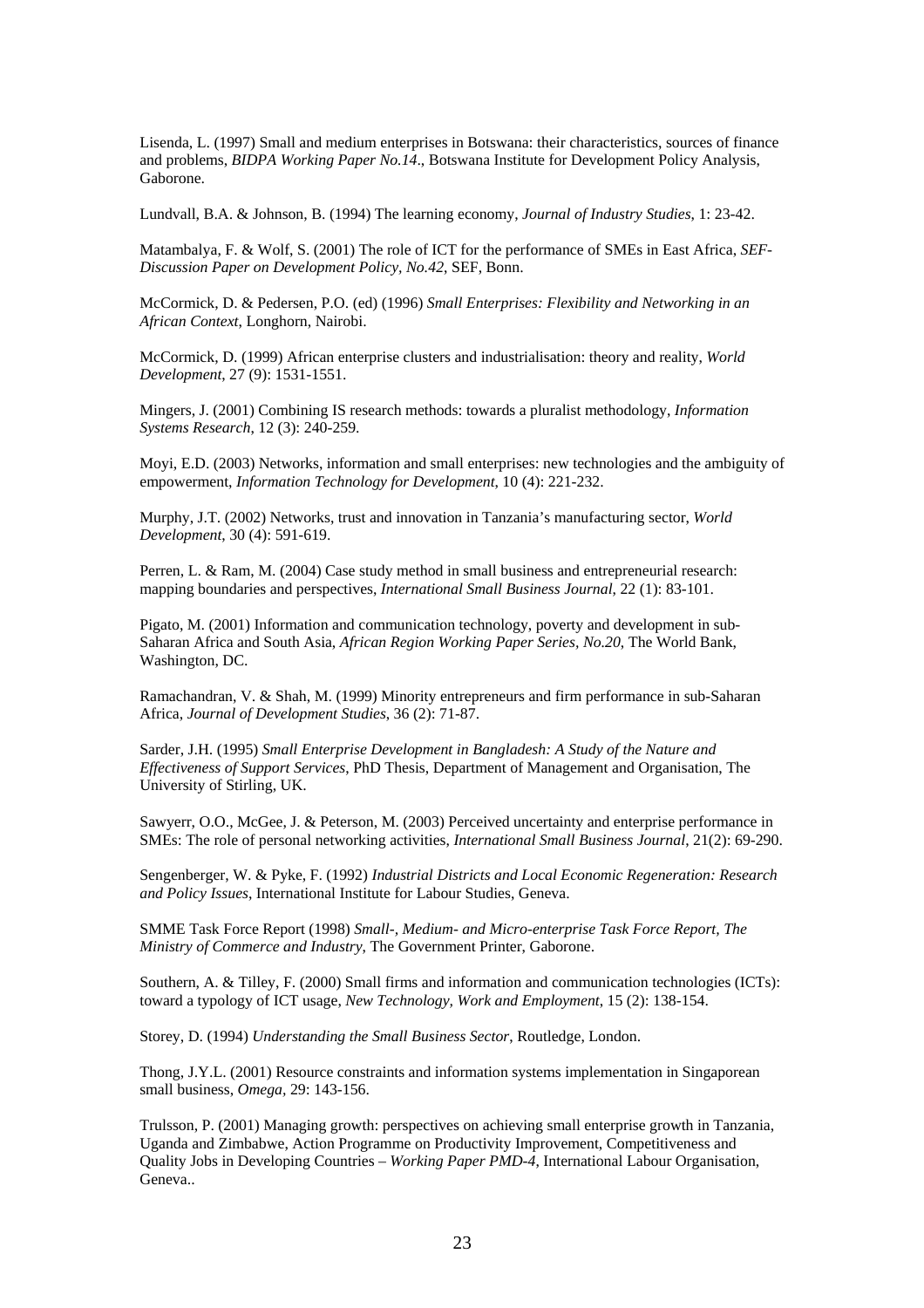Lisenda, L. (1997) Small and medium enterprises in Botswana: their characteristics, sources of finance and problems, *BIDPA Working Paper No.14*., Botswana Institute for Development Policy Analysis, Gaborone.

Lundvall, B.A. & Johnson, B. (1994) The learning economy, *Journal of Industry Studies*, 1: 23-42.

Matambalya, F. & Wolf, S. (2001) The role of ICT for the performance of SMEs in East Africa, *SEF-Discussion Paper on Development Policy, No.42*, SEF, Bonn.

McCormick, D. & Pedersen, P.O. (ed) (1996) *Small Enterprises: Flexibility and Networking in an African Context*, Longhorn, Nairobi.

McCormick, D. (1999) African enterprise clusters and industrialisation: theory and reality, *World Development*, 27 (9): 1531-1551.

Mingers, J. (2001) Combining IS research methods: towards a pluralist methodology, *Information Systems Research*, 12 (3): 240-259.

Moyi, E.D. (2003) Networks, information and small enterprises: new technologies and the ambiguity of empowerment, *Information Technology for Development*, 10 (4): 221-232.

Murphy, J.T. (2002) Networks, trust and innovation in Tanzania's manufacturing sector, *World Development*, 30 (4): 591-619.

Perren, L. & Ram, M. (2004) Case study method in small business and entrepreneurial research: mapping boundaries and perspectives, *International Small Business Journal*, 22 (1): 83-101.

Pigato, M. (2001) Information and communication technology, poverty and development in sub-Saharan Africa and South Asia, *African Region Working Paper Series, No.20*, The World Bank, Washington, DC.

Ramachandran, V. & Shah, M. (1999) Minority entrepreneurs and firm performance in sub-Saharan Africa, *Journal of Development Studies*, 36 (2): 71-87.

Sarder, J.H. (1995) *Small Enterprise Development in Bangladesh: A Study of the Nature and Effectiveness of Support Services*, PhD Thesis, Department of Management and Organisation, The University of Stirling, UK.

Sawyerr, O.O., McGee, J. & Peterson, M. (2003) Perceived uncertainty and enterprise performance in SMEs: The role of personal networking activities, *International Small Business Journal*, 21(2): 69-290.

Sengenberger, W. & Pyke, F. (1992) *Industrial Districts and Local Economic Regeneration: Research and Policy Issues*, International Institute for Labour Studies, Geneva.

SMME Task Force Report (1998) *Small-, Medium- and Micro-enterprise Task Force Report, The Ministry of Commerce and Industry*, The Government Printer, Gaborone.

Southern, A. & Tilley, F. (2000) Small firms and information and communication technologies (ICTs): toward a typology of ICT usage, *New Technology, Work and Employment*, 15 (2): 138-154.

Storey, D. (1994) *Understanding the Small Business Sector*, Routledge, London.

Thong, J.Y.L. (2001) Resource constraints and information systems implementation in Singaporean small business, *Omega*, 29: 143-156.

Trulsson, P. (2001) Managing growth: perspectives on achieving small enterprise growth in Tanzania, Uganda and Zimbabwe, Action Programme on Productivity Improvement, Competitiveness and Quality Jobs in Developing Countries – *Working Paper PMD-4*, International Labour Organisation, Geneva..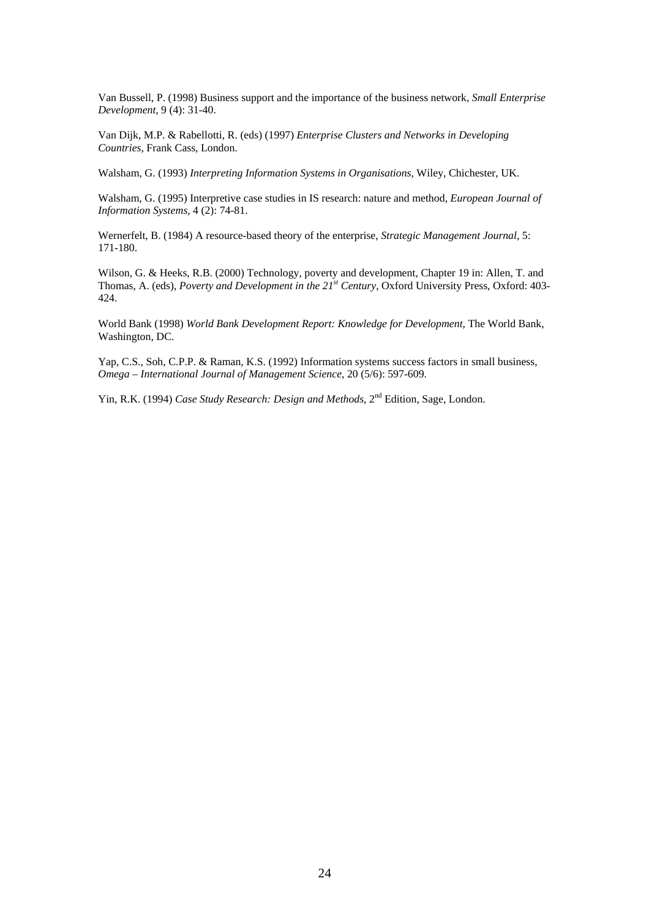Van Bussell, P. (1998) Business support and the importance of the business network, *Small Enterprise Development*, 9 (4): 31-40.

Van Dijk, M.P. & Rabellotti, R. (eds) (1997) *Enterprise Clusters and Networks in Developing Countries*, Frank Cass, London.

Walsham, G. (1993) *Interpreting Information Systems in Organisations*, Wiley, Chichester, UK.

Walsham, G. (1995) Interpretive case studies in IS research: nature and method, *European Journal of Information Systems*, 4 (2): 74-81.

Wernerfelt, B. (1984) A resource-based theory of the enterprise, *Strategic Management Journal*, 5: 171-180.

Wilson, G. & Heeks, R.B. (2000) Technology, poverty and development, Chapter 19 in: Allen, T. and Thomas, A. (eds), *Poverty and Development in the 21st Century*, Oxford University Press, Oxford: 403-424.

World Bank (1998) *World Bank Development Report: Knowledge for Development*, The World Bank, Washington, DC.

Yap, C.S., Soh, C.P.P. & Raman, K.S. (1992) Information systems success factors in small business, *Omega – International Journal of Management Science*, 20 (5/6): 597-609.

Yin, R.K. (1994) *Case Study Research: Design and Methods*, 2nd Edition, Sage, London.